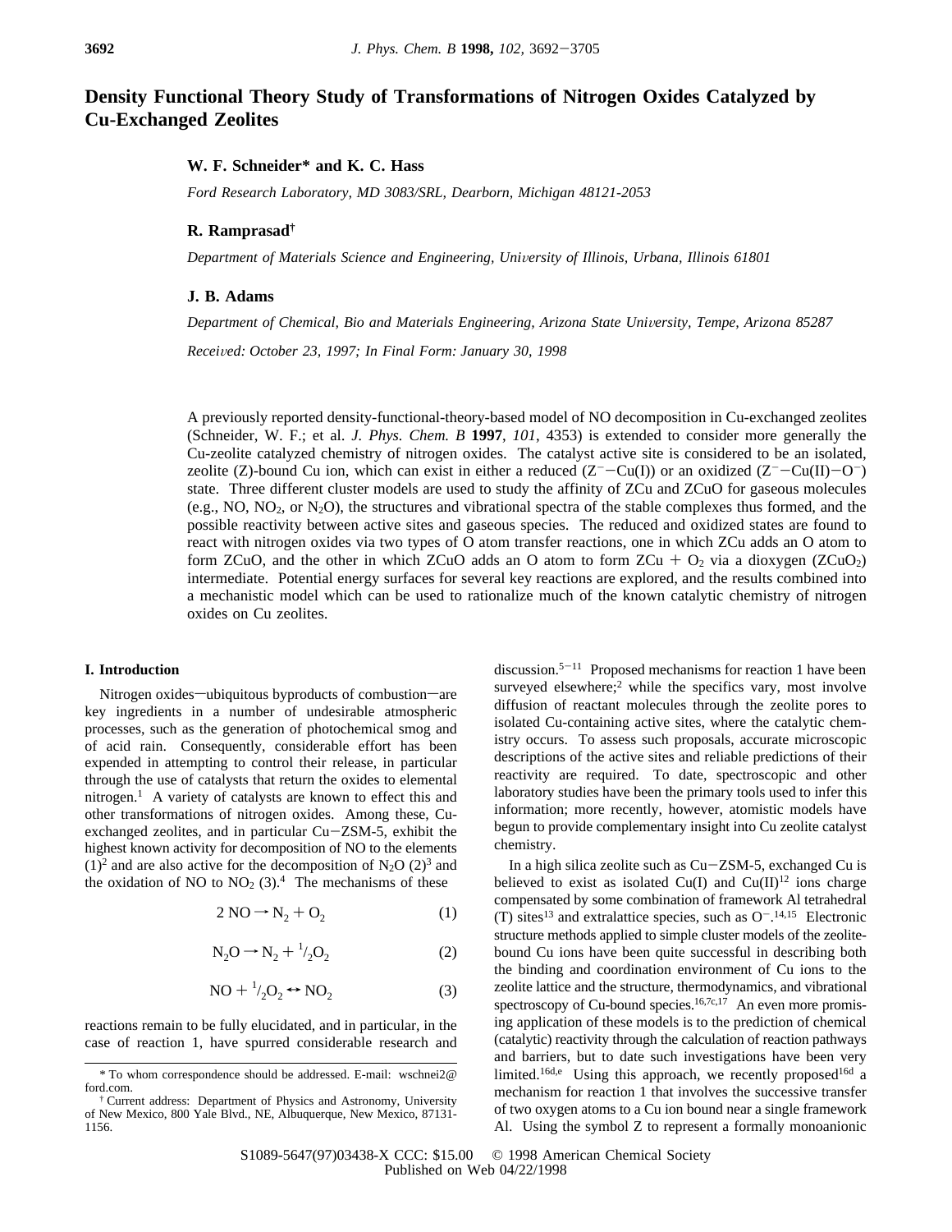# Density Functional Theory Study of Transformations of Nitrogen Oxides Catalyzed by Cu-Exchanged Zeolites

**W. F. Schneider\* and K. C. Hass**

*Ford Research Laboratory, MD 3083/SRL, Dearborn, Michigan 48121-2053*

**R. Ramprasad†**

*Department of Materials Science and Engineering, University of Illinois, Urbana, Illinois 61801*

**J. B. Adams**

*Department of Chemical, Bio and Materials Engineering, Arizona State University, Tempe, Arizona 85287*

*Received: October 23, 1997; In Final Form: January 30, 1998*

A previously reported density-functional-theory-based model of NO decomposition in Cu-exchanged zeolites (Schneider, W. F.; et al. *J. Phys. Chem. B* **1997**, *101*, 4353) is extended to consider more generally the Cu-zeolite catalyzed chemistry of nitrogen oxides. The catalyst active site is considered to be an isolated, zeolite (Z)-bound Cu ion, which can exist in either a reduced ($Z^-$−Cu(I)) or an oxidized ($Z^-$−Cu(II)−$O^-$) state. Three different cluster models are used to study the affinity of ZCu and ZCuO for gaseous molecules (e.g., NO, $NO_2$, or $N_2O$), the structures and vibrational spectra of the stable complexes thus formed, and the possible reactivity between active sites and gaseous species. The reduced and oxidized states are found to react with nitrogen oxides via two types of O atom transfer reactions, one in which ZCu adds an O atom to form ZCuO, and the other in which ZCuO adds an O atom to form ZCu + $O_2$ via a dioxygen ($ZCuO_2$) intermediate. Potential energy surfaces for several key reactions are explored, and the results combined into a mechanistic model which can be used to rationalize much of the known catalytic chemistry of nitrogen oxides on Cu zeolites.

## I. Introduction

Nitrogen oxides—ubiquitous byproducts of combustion—are key ingredients in a number of undesirable atmospheric processes, such as the generation of photochemical smog and of acid rain. Consequently, considerable effort has been expended in attempting to control their release, in particular through the use of catalysts that return the oxides to elemental nitrogen.[1] A variety of catalysts are known to effect this and other transformations of nitrogen oxides. Among these, Cu-exchanged zeolites, and in particular Cu−ZSM-5, exhibit the highest known activity for decomposition of NO to the elements (1)[2] and are also active for the decomposition of $N_2O$ (2)[3] and the oxidation of NO to $NO_2$ (3).[4] The mechanisms of these

$$2\,NO \rightarrow N_2 + O_2 \qquad (1)$$

$$N_2O \rightarrow N_2 + {}^1/_2O_2 \qquad (2)$$

$$NO + {}^1/_2O_2 \leftrightarrow NO_2 \qquad (3)$$

reactions remain to be fully elucidated, and in particular, in the case of reaction 1, have spurred considerable research and discussion.[5−11] Proposed mechanisms for reaction 1 have been surveyed elsewhere;[2] while the specifics vary, most involve diffusion of reactant molecules through the zeolite pores to isolated Cu-containing active sites, where the catalytic chemistry occurs. To assess such proposals, accurate microscopic descriptions of the active sites and reliable predictions of their reactivity are required. To date, spectroscopic and other laboratory studies have been the primary tools used to infer this information; more recently, however, atomistic models have begun to provide complementary insight into Cu zeolite catalyst chemistry.

In a high silica zeolite such as Cu−ZSM-5, exchanged Cu is believed to exist as isolated Cu(I) and Cu(II)[12] ions charge compensated by some combination of framework Al tetrahedral (T) sites[13] and extralattice species, such as $O^-$.[14,15] Electronic structure methods applied to simple cluster models of the zeolite-bound Cu ions have been quite successful in describing both the binding and coordination environment of Cu ions to the zeolite lattice and the structure, thermodynamics, and vibrational spectroscopy of Cu-bound species.[16,7c,17] An even more promising application of these models is to the prediction of chemical (catalytic) reactivity through the calculation of reaction pathways and barriers, but to date such investigations have been very limited.[16d,e] Using this approach, we recently proposed[16d] a mechanism for reaction 1 that involves the successive transfer of two oxygen atoms to a Cu ion bound near a single framework Al. Using the symbol Z to represent a formally monoanionic

\* To whom correspondence should be addressed. E-mail: wschnei2@ford.com.

† Current address: Department of Physics and Astronomy, University of New Mexico, 800 Yale Blvd., NE, Albuquerque, New Mexico, 87131-1156.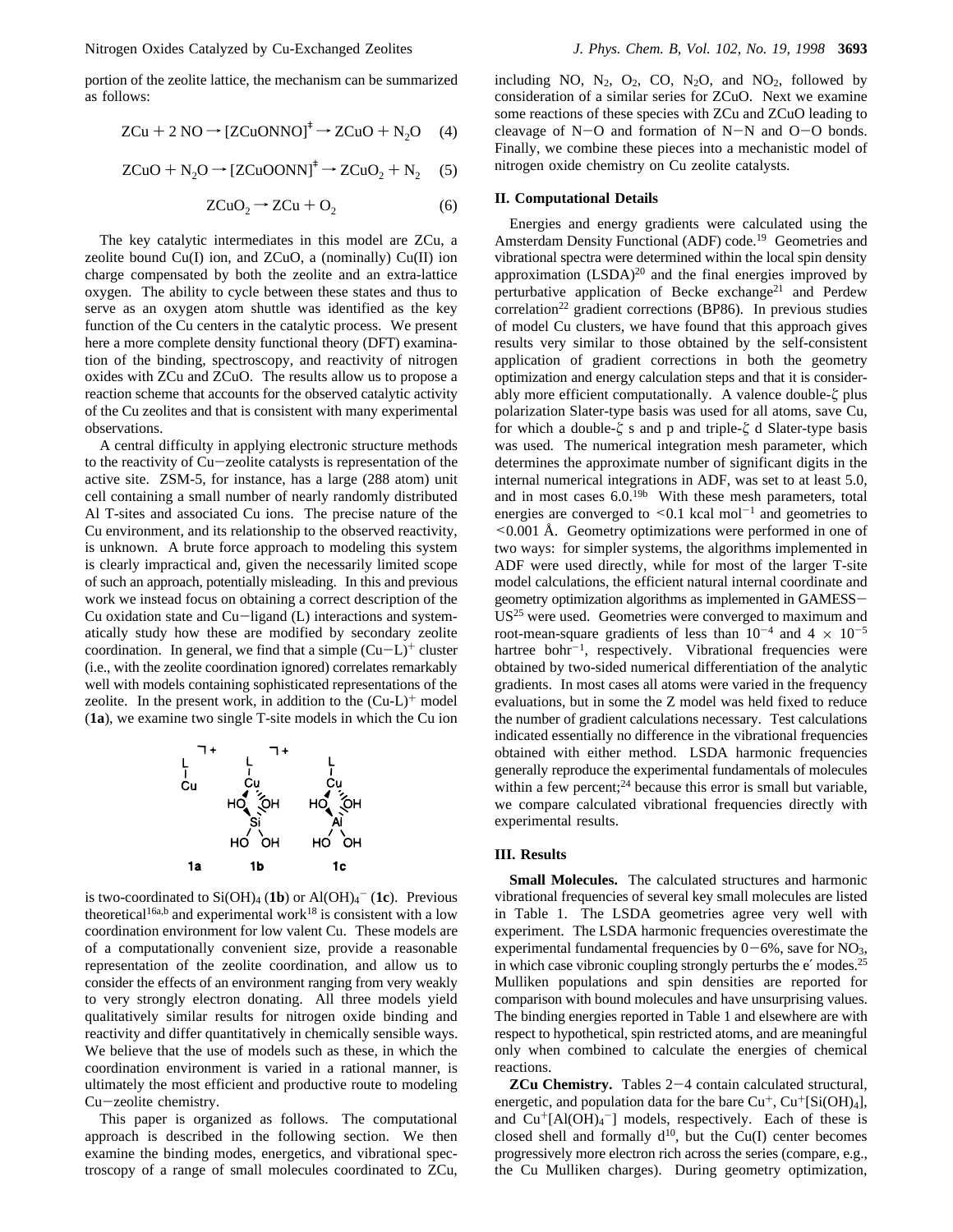portion of the zeolite lattice, the mechanism can be summarized as follows:

$$ZCu + 2\ NO \rightarrow [ZCuONNO]^{\ddagger} \rightarrow ZCuO + N_2O \quad (4)$$

$$ZCuO + N_2O \rightarrow [ZCuOONN]^{\ddagger} \rightarrow ZCuO_2 + N_2 \quad (5)$$

$$ZCuO_2 \rightarrow ZCu + O_2 \quad (6)$$

The key catalytic intermediates in this model are ZCu, a zeolite bound Cu(I) ion, and ZCuO, a (nominally) Cu(II) ion charge compensated by both the zeolite and an extra-lattice oxygen. The ability to cycle between these states and thus to serve as an oxygen atom shuttle was identified as the key function of the Cu centers in the catalytic process. We present here a more complete density functional theory (DFT) examination of the binding, spectroscopy, and reactivity of nitrogen oxides with ZCu and ZCuO. The results allow us to propose a reaction scheme that accounts for the observed catalytic activity of the Cu zeolites and that is consistent with many experimental observations.

A central difficulty in applying electronic structure methods to the reactivity of Cu−zeolite catalysts is representation of the active site. ZSM-5, for instance, has a large (288 atom) unit cell containing a small number of nearly randomly distributed Al T-sites and associated Cu ions. The precise nature of the Cu environment, and its relationship to the observed reactivity, is unknown. A brute force approach to modeling this system is clearly impractical and, given the necessarily limited scope of such an approach, potentially misleading. In this and previous work we instead focus on obtaining a correct description of the Cu oxidation state and Cu−ligand (L) interactions and systematically study how these are modified by secondary zeolite coordination. In general, we find that a simple $(Cu-L)^+$ cluster (i.e., with the zeolite coordination ignored) correlates remarkably well with models containing sophisticated representations of the zeolite. In the present work, in addition to the $(Cu\text{-}L)^+$ model (**1a**), we examine two single T-site models in which the Cu ion

is two-coordinated to $Si(OH)_4$ (**1b**) or $Al(OH)_4^-$ (**1c**). Previous theoretical[16a,b] and experimental work[18] is consistent with a low coordination environment for low valent Cu. These models are of a computationally convenient size, provide a reasonable representation of the zeolite coordination, and allow us to consider the effects of an environment ranging from very weakly to very strongly electron donating. All three models yield qualitatively similar results for nitrogen oxide binding and reactivity and differ quantitatively in chemically sensible ways. We believe that the use of models such as these, in which the coordination environment is varied in a rational manner, is ultimately the most efficient and productive route to modeling Cu−zeolite chemistry.

This paper is organized as follows. The computational approach is described in the following section. We then examine the binding modes, energetics, and vibrational spectroscopy of a range of small molecules coordinated to ZCu, including NO, $N_2$, $O_2$, CO, $N_2O$, and $NO_2$, followed by consideration of a similar series for ZCuO. Next we examine some reactions of these species with ZCu and ZCuO leading to cleavage of N−O and formation of N−N and O−O bonds. Finally, we combine these pieces into a mechanistic model of nitrogen oxide chemistry on Cu zeolite catalysts.

## II. Computational Details

Energies and energy gradients were calculated using the Amsterdam Density Functional (ADF) code.[19] Geometries and vibrational spectra were determined within the local spin density approximation (LSDA)[20] and the final energies improved by perturbative application of Becke exchange[21] and Perdew correlation[22] gradient corrections (BP86). In previous studies of model Cu clusters, we have found that this approach gives results very similar to those obtained by the self-consistent application of gradient corrections in both the geometry optimization and energy calculation steps and that it is considerably more efficient computationally. A valence double-ζ plus polarization Slater-type basis was used for all atoms, save Cu, for which a double-ζ s and p and triple-ζ d Slater-type basis was used. The numerical integration mesh parameter, which determines the approximate number of significant digits in the internal numerical integrations in ADF, was set to at least 5.0, and in most cases 6.0.[19b] With these mesh parameters, total energies are converged to <0.1 kcal mol$^{-1}$ and geometries to <0.001 Å. Geometry optimizations were performed in one of two ways: for simpler systems, the algorithms implemented in ADF were used directly, while for most of the larger T-site model calculations, the efficient natural internal coordinate and geometry optimization algorithms as implemented in GAMESS−US[25] were used. Geometries were converged to maximum and root-mean-square gradients of less than $10^{-4}$ and $4 \times 10^{-5}$ hartree bohr$^{-1}$, respectively. Vibrational frequencies were obtained by two-sided numerical differentiation of the analytic gradients. In most cases all atoms were varied in the frequency evaluations, but in some the Z model was held fixed to reduce the number of gradient calculations necessary. Test calculations indicated essentially no difference in the vibrational frequencies obtained with either method. LSDA harmonic frequencies generally reproduce the experimental fundamentals of molecules within a few percent;[24] because this error is small but variable, we compare calculated vibrational frequencies directly with experimental results.

## III. Results

**Small Molecules.** The calculated structures and harmonic vibrational frequencies of several key small molecules are listed in Table 1. The LSDA geometries agree very well with experiment. The LSDA harmonic frequencies overestimate the experimental fundamental frequencies by 0−6%, save for $NO_3$, in which case vibronic coupling strongly perturbs the e′ modes.[25] Mulliken populations and spin densities are reported for comparison with bound molecules and have unsurprising values. The binding energies reported in Table 1 and elsewhere are with respect to hypothetical, spin restricted atoms, and are meaningful only when combined to calculate the energies of chemical reactions.

**ZCu Chemistry.** Tables 2−4 contain calculated structural, energetic, and population data for the bare $Cu^+$, $Cu^+[Si(OH)_4]$, and $Cu^+[Al(OH)_4^-]$ models, respectively. Each of these is closed shell and formally $d^{10}$, but the Cu(I) center becomes progressively more electron rich across the series (compare, e.g., the Cu Mulliken charges). During geometry optimization,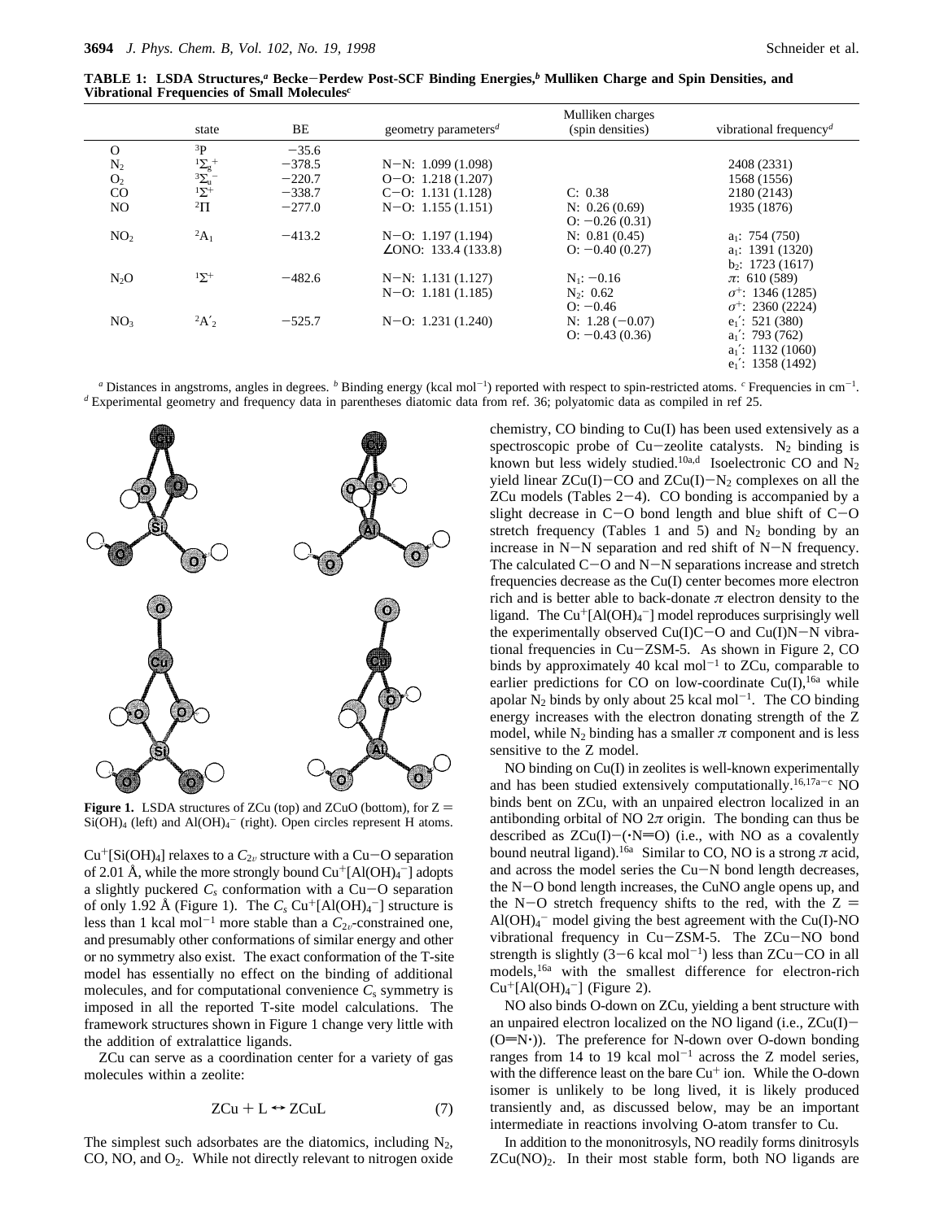**TABLE 1: LSDA Structures,[a] Becke−Perdew Post-SCF Binding Energies,[b] Mulliken Charge and Spin Densities, and Vibrational Frequencies of Small Molecules[c]**

| | state | BE | geometry parameters[d] | Mulliken charges (spin densities) | vibrational frequency[d] |
|---|---|---|---|---|---|
| O | $^3$P | −35.6 | | | |
| $N_2$ | $^1\Sigma_g^+$ | −378.5 | N−N: 1.099 (1.098) | | 2408 (2331) |
| $O_2$ | $^3\Sigma_g^-$ | −220.7 | O−O: 1.218 (1.207) | | 1568 (1556) |
| CO | $^1\Sigma^+$ | −338.7 | C−O: 1.131 (1.128) | C: 0.38 | 2180 (2143) |
| NO | $^2\Pi$ | −277.0 | N−O: 1.155 (1.151) | N: 0.26 (0.69)<br>O: −0.26 (0.31) | 1935 (1876) |
| $NO_2$ | $^2A_1$ | −413.2 | N−O: 1.197 (1.194)<br>∠ONO: 133.4 (133.8) | N: 0.81 (0.45)<br>O: −0.40 (0.27) | $a_1$: 754 (750)<br>$a_1$: 1391 (1320)<br>$b_2$: 1723 (1617) |
| $N_2O$ | $^1\Sigma^+$ | −482.6 | N−N: 1.131 (1.127)<br>N−O: 1.181 (1.185) | $N_1$: −0.16<br>$N_2$: 0.62<br>O: −0.46 | $\pi$: 610 (589)<br>$\sigma^+$: 1346 (1285)<br>$\sigma^+$: 2360 (2224) |
| $NO_3$ | $^2A'_2$ | −525.7 | N−O: 1.231 (1.240) | N: 1.28 (−0.07)<br>O: −0.43 (0.36) | $e_1'$: 521 (380)<br>$a_1'$: 793 (762)<br>$a_1'$: 1132 (1060)<br>$e_1'$: 1358 (1492) |

[a] Distances in angstroms, angles in degrees. [b] Binding energy (kcal mol$^{-1}$) reported with respect to spin-restricted atoms. [c] Frequencies in cm$^{-1}$. [d] Experimental geometry and frequency data in parentheses diatomic data from ref. 36; polyatomic data as compiled in ref 25.

**Figure 1.** LSDA structures of ZCu (top) and ZCuO (bottom), for Z = $Si(OH)_4$ (left) and $Al(OH)_4^-$ (right). Open circles represent H atoms.

$Cu^+[Si(OH)_4]$ relaxes to a $C_{2v}$ structure with a Cu−O separation of 2.01 Å, while the more strongly bound $Cu^+[Al(OH)_4^-]$ adopts a slightly puckered $C_s$ conformation with a Cu−O separation of only 1.92 Å (Figure 1). The $C_s$ $Cu^+[Al(OH)_4^-]$ structure is less than 1 kcal mol$^{-1}$ more stable than a $C_{2v}$-constrained one, and presumably other conformations of similar energy and other or no symmetry also exist. The exact conformation of the T-site model has essentially no effect on the binding of additional molecules, and for computational convenience $C_s$ symmetry is imposed in all the reported T-site model calculations. The framework structures shown in Figure 1 change very little with the addition of extralattice ligands.

ZCu can serve as a coordination center for a variety of gas molecules within a zeolite:

$$\mathrm{ZCu} + \mathrm{L} \leftrightarrow \mathrm{ZCuL} \qquad (7)$$

The simplest such adsorbates are the diatomics, including $N_2$, CO, NO, and $O_2$. While not directly relevant to nitrogen oxide chemistry, CO binding to Cu(I) has been used extensively as a spectroscopic probe of Cu−zeolite catalysts. $N_2$ binding is known but less widely studied.[10a,d] Isoelectronic CO and $N_2$ yield linear ZCu(I)−CO and ZCu(I)−$N_2$ complexes on all the ZCu models (Tables 2−4). CO bonding is accompanied by a slight decrease in C−O bond length and blue shift of C−O stretch frequency (Tables 1 and 5) and $N_2$ bonding by an increase in N−N separation and red shift of N−N frequency. The calculated C−O and N−N separations increase and stretch frequencies decrease as the Cu(I) center becomes more electron rich and is better able to back-donate $\pi$ electron density to the ligand. The $Cu^+[Al(OH)_4^-]$ model reproduces surprisingly well the experimentally observed Cu(I)C−O and Cu(I)N−N vibrational frequencies in Cu−ZSM-5. As shown in Figure 2, CO binds by approximately 40 kcal mol$^{-1}$ to ZCu, comparable to earlier predictions for CO on low-coordinate Cu(I),[16a] while apolar $N_2$ binds by only about 25 kcal mol$^{-1}$. The CO binding energy increases with the electron donating strength of the Z model, while $N_2$ binding has a smaller $\pi$ component and is less sensitive to the Z model.

NO binding on Cu(I) in zeolites is well-known experimentally and has been studied extensively computationally.[16,17a−c] NO binds bent on ZCu, with an unpaired electron localized in an antibonding orbital of NO $2\pi$ origin. The bonding can thus be described as ZCu(I)−(·N=O) (i.e., with NO as a covalently bound neutral ligand).[16a] Similar to CO, NO is a strong $\pi$ acid, and across the model series the Cu−N bond length decreases, the N−O bond length increases, the CuNO angle opens up, and the N−O stretch frequency shifts to the red, with the Z = $Al(OH)_4^-$ model giving the best agreement with the Cu(I)-NO vibrational frequency in Cu−ZSM-5. The ZCu−NO bond strength is slightly (3−6 kcal mol$^{-1}$) less than ZCu−CO in all models,[16a] with the smallest difference for electron-rich $Cu^+[Al(OH)_4^-]$ (Figure 2).

NO also binds O-down on ZCu, yielding a bent structure with an unpaired electron localized on the NO ligand (i.e., ZCu(I)−(O=N·)). The preference for N-down over O-down bonding ranges from 14 to 19 kcal mol$^{-1}$ across the Z model series, with the difference least on the bare $Cu^+$ ion. While the O-down isomer is unlikely to be long lived, it is likely produced transiently and, as discussed below, may be an important intermediate in reactions involving O-atom transfer to Cu.

In addition to the mononitrosyls, NO readily forms dinitrosyls $ZCu(NO)_2$. In their most stable form, both NO ligands are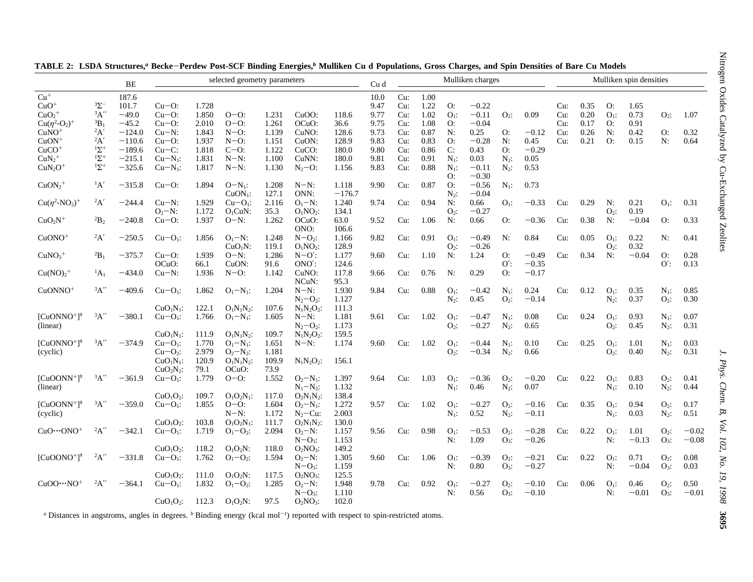**TABLE 2: LSDA Structures,[a] Becke−Perdew Post-SCF Binding Energies,[b] Mulliken Cu d Populations, Gross Charges, and Spin Densities of Bare Cu Models**

| | | BE | selected geometry parameters | | | | | | Cu d | Mulliken charges | | | | | | Mulliken spin densities | | | | | |
|---|---|---|---|---|---|---|---|---|---|---|---|---|---|---|---|---|---|---|---|---|---|
| $Cu^+$ | | 187.6 | | | | | | | 10.0 | Cu: | 1.00 | | | | | | | | | | |
| $CuO^+$ | $^3\Sigma^-$ | 101.7 | Cu−O: | 1.728 | | | | | 9.47 | Cu: | 1.22 | O: | −0.22 | | | Cu: | 0.35 | O: | 1.65 | | |
| $CuO_2^+$ | $^3A''$ | −49.0 | Cu−O: | 1.850 | O−O: | 1.231 | CuOO: | 118.6 | 9.77 | Cu: | 1.02 | $O_1$: | −0.11 | $O_2$: | 0.09 | Cu: | 0.20 | $O_1$: | 0.73 | $O_2$: | 1.07 |
| $Cu(\eta^2\text{-}O_2)^+$ | $^3B_1$ | −45.2 | Cu−O: | 2.010 | O−O: | 1.261 | OCuO: | 36.6 | 9.75 | Cu: | 1.08 | O: | −0.04 | | | Cu: | 0.17 | O: | 0.91 | | |
| $CuNO^+$ | $^2A'$ | −124.0 | Cu−N: | 1.843 | N−O: | 1.139 | CuNO: | 128.6 | 9.73 | Cu: | 0.87 | N: | 0.25 | O: | −0.12 | Cu: | 0.26 | N: | 0.42 | O: | 0.32 |
| $CuON^+$ | $^2A'$ | −110.6 | Cu−O: | 1.937 | N−O: | 1.151 | CuON: | 128.9 | 9.83 | Cu: | 0.83 | O: | −0.28 | N: | 0.45 | Cu: | 0.21 | O: | 0.15 | N: | 0.64 |
| $CuCO^+$ | $^1\Sigma^+$ | −189.6 | Cu−C: | 1.818 | C−O: | 1.122 | CuCO: | 180.0 | 9.80 | Cu: | 0.86 | C: | 0.43 | O: | −0.29 | | | | | | |
| $CuN_2^+$ | $^1\Sigma^+$ | −215.1 | Cu−$N_1$: | 1.831 | N−N: | 1.100 | CuNN: | 180.0 | 9.81 | Cu: | 0.91 | $N_1$: | 0.03 | $N_2$: | 0.05 | | | | | | |
| $CuN_2O^+$ | $^1\Sigma^+$ | −325.6 | Cu−$N_1$: | 1.817 | N−N: | 1.130 | $N_2$−O: | 1.156 | 9.83 | Cu: | 0.88 | $N_1$: | −0.11 | $N_2$: | 0.53 | | | | | | |
| | | | | | | | | | | | | O: | −0.30 | | | | | | | | |
| $CuON_2^+$ | $^1A'$ | −315.8 | Cu−O: | 1.894 | O−$N_1$: | 1.208 | N−N: | 1.118 | 9.90 | Cu: | 0.87 | O: | −0.56 | $N_1$: | 0.73 | | | | | | |
| | | | | | Cu$ON_1$: | 127.1 | ONN: | −176.7 | | | | $N_2$: | −0.04 | | | | | | | | |
| $Cu(\eta^2\text{-}NO_2)^+$ | $^2A'$ | −244.4 | Cu−N: | 1.929 | Cu−$O_1$: | 2.116 | $O_1$−N: | 1.240 | 9.74 | Cu: | 0.94 | N: | 0.66 | $O_1$: | −0.33 | Cu: | 0.29 | N: | 0.21 | $O_1$: | 0.31 |
| | | | $O_2$−N: | 1.172 | $O_1$CuN: | 35.3 | $O_1NO_2$: | 134.1 | | | | $O_2$: | −0.27 | | | | | $O_2$: | 0.19 | | |
| $CuO_2N^+$ | $^2B_2$ | −240.8 | Cu−O: | 1.937 | O−N: | 1.262 | OCuO: | 63.0 | 9.52 | Cu: | 1.06 | N: | 0.66 | O: | −0.36 | Cu: | 0.38 | N: | −0.04 | O: | 0.33 |
| | | | | | | | ONO: | 106.6 | | | | | | | | | | | | | |
| $CuONO^+$ | $^2A'$ | −250.5 | Cu−$O_1$: | 1.856 | $O_1$−N: | 1.248 | N−$O_2$: | 1.166 | 9.82 | Cu: | 0.91 | $O_1$: | −0.49 | N: | 0.84 | Cu: | 0.05 | $O_1$: | 0.22 | N: | 0.41 |
| | | | | | Cu$O_1$N: | 119.1 | $O_1NO_2$: | 128.9 | | | | $O_2$: | −0.26 | | | | | $O_2$: | 0.32 | | |
| $CuNO_3^+$ | $^2B_1$ | −375.7 | Cu−O: | 1.939 | O−N: | 1.286 | N−O′: | 1.177 | 9.60 | Cu: | 1.10 | N: | 1.24 | O: | −0.49 | Cu: | 0.34 | N: | −0.04 | O: | 0.28 |
| | | | OCuO: | 66.1 | CuON: | 91.6 | ONO′: | 124.6 | | | | | | O′: | −0.35 | | | | | O′: | 0.13 |
| $Cu(NO)_2^+$ | $^1A_1$ | −434.0 | Cu−N: | 1.936 | N−O: | 1.142 | CuNO: | 117.8 | 9.66 | Cu: | 0.76 | N: | 0.29 | O: | −0.17 | | | | | | |
| | | | | | | | NCuN: | 95.3 | | | | | | | | | | | | | |
| $CuONNO^+$ | $^3A''$ | −409.6 | Cu−$O_1$: | 1.862 | $O_1$−$N_1$: | 1.204 | N−N: | 1.930 | 9.84 | Cu: | 0.88 | $O_1$: | −0.42 | $N_1$: | 0.24 | Cu: | 0.12 | $O_1$: | 0.35 | $N_1$: | 0.85 |
| | | | | | | | $N_2$−$O_2$: | 1.127 | | | | $N_2$: | 0.45 | $O_2$: | −0.14 | | | $N_2$: | 0.37 | $O_2$: | 0.30 |
| | | | Cu$O_1N_1$: | 122.1 | $O_1N_1N_2$: | 107.6 | $N_1N_2O_2$: | 111.3 | | | | | | | | | | | | | |
| $[CuONNO^+]^‡$ (linear) | $^3A''$ | −380.1 | Cu−$O_1$: | 1.766 | $O_1$−$N_1$: | 1.605 | N−N: | 1.181 | 9.61 | Cu: | 1.02 | $O_1$: | −0.47 | $N_1$: | 0.08 | Cu: | 0.24 | $O_1$: | 0.93 | $N_1$: | 0.07 |
| | | | | | | | $N_2$−$O_2$: | 1.173 | | | | $O_2$: | −0.27 | $N_2$: | 0.65 | | | $O_2$: | 0.45 | $N_2$: | 0.31 |
| | | | Cu$O_1N_1$: | 111.9 | $O_1N_1N_2$: | 109.7 | $N_1N_2O_2$: | 159.5 | | | | | | | | | | | | | |
| $[CuONNO^+]^‡$ (cyclic) | $^3A''$ | −374.9 | Cu−$O_1$: | 1.770 | $O_1$−$N_1$: | 1.651 | N−N: | 1.174 | 9.60 | Cu: | 1.02 | $O_1$: | −0.44 | $N_1$: | 0.10 | Cu: | 0.25 | $O_1$: | 1.01 | $N_1$: | 0.03 |
| | | | Cu−$O_2$: | 2.979 | $O_2$−$N_2$: | 1.181 | | | | | | $O_2$: | −0.34 | $N_2$: | 0.66 | | | $O_2$: | 0.40 | $N_2$: | 0.31 |
| | | | Cu$O_1N_1$: | 120.9 | $O_1N_1N_2$: | 109.9 | $N_1N_2O_2$: | 156.1 | | | | | | | | | | | | | |
| | | | Cu$O_2N_2$: | 79.1 | OCuO: | 73.9 | | | | | | | | | | | | | | | |
| $[CuOONN^+]^‡$ (linear) | $^3A''$ | −361.9 | Cu−$O_1$: | 1.779 | O−O: | 1.552 | $O_2$−$N_1$: | 1.397 | 9.64 | Cu: | 1.03 | $O_1$: | −0.36 | $O_2$: | −0.20 | Cu: | 0.22 | $O_1$: | 0.83 | $O_2$: | 0.41 |
| | | | | | | | $N_1$−$N_2$: | 1.132 | | | | $N_1$: | 0.46 | $N_2$: | 0.07 | | | $N_1$: | 0.10 | $N_2$: | 0.44 |
| | | | Cu$O_1O_2$: | 109.7 | $O_1O_2N_1$: | 117.0 | $O_2N_1N_2$: | 138.4 | | | | | | | | | | | | | |
| $[CuOONN^+]^‡$ (cyclic) | $^3A''$ | −359.0 | Cu−$O_1$: | 1.855 | O−O: | 1.604 | $O_2$−$N_1$: | 1.272 | 9.57 | Cu: | 1.02 | $O_1$: | −0.27 | $O_2$: | −0.16 | Cu: | 0.35 | $O_1$: | 0.94 | $O_2$: | 0.17 |
| | | | | | N−N: | 1.172 | $N_2$−Cu: | 2.003 | | | | $N_1$: | 0.52 | $N_2$: | −0.11 | | | $N_1$: | 0.03 | $N_2$: | 0.51 |
| | | | Cu$O_1O_2$: | 103.8 | $O_1O_2N_1$: | 111.7 | $O_2N_1N_2$: | 130.0 | | | | | | | | | | | | | |
| $CuO\cdots ONO^+$ | $^2A''$ | −342.1 | Cu−$O_1$: | 1.719 | $O_1$−$O_2$: | 2.094 | $O_2$−N: | 1.157 | 9.56 | Cu: | 0.98 | $O_1$: | −0.53 | $O_2$: | −0.28 | Cu: | 0.22 | $O_1$: | 1.01 | $O_2$: | −0.02 |
| | | | | | | | N−$O_3$: | 1.153 | | | | N: | 1.09 | $O_3$: | −0.26 | | | N: | −0.13 | $O_3$: | −0.08 |
| | | | Cu$O_1O_2$: | 118.2 | $O_1O_2$N: | 118.0 | $O_2NO_3$: | 149.2 | | | | | | | | | | | | | |
| $[CuOONO^+]^‡$ | $^2A''$ | −331.8 | Cu−$O_1$: | 1.762 | $O_1$−$O_2$: | 1.594 | $O_2$−N: | 1.305 | 9.60 | Cu: | 1.06 | $O_1$: | −0.39 | $O_2$: | −0.21 | Cu: | 0.22 | $O_1$: | 0.71 | $O_2$: | 0.08 |
| | | | | | | | N−$O_3$: | 1.159 | | | | N: | 0.80 | $O_3$: | −0.27 | | | N: | −0.04 | $O_3$: | 0.03 |
| | | | Cu$O_1O_2$: | 111.0 | $O_1O_2$N: | 117.5 | $O_2NO_3$: | 125.5 | | | | | | | | | | | | | |
| $CuOO\cdots NO^+$ | $^2A''$ | −364.1 | Cu−$O_1$: | 1.832 | $O_1$−$O_2$: | 1.285 | $O_2$−N: | 1.948 | 9.78 | Cu: | 0.92 | $O_1$: | −0.27 | $O_2$: | −0.10 | Cu: | 0.06 | $O_1$: | 0.46 | $O_2$: | 0.50 |
| | | | | | | | N−$O_3$: | 1.110 | | | | N: | 0.56 | $O_3$: | −0.10 | | | N: | −0.01 | $O_3$: | −0.01 |
| | | | Cu$O_1O_2$: | 112.3 | $O_1O_2$N: | 97.5 | $O_2NO_3$: | 102.0 | | | | | | | | | | | | | |

[a] Distances in angstroms, angles in degrees. [b] Binding energy (kcal mol$^{-1}$) reported with respect to spin-restricted atoms.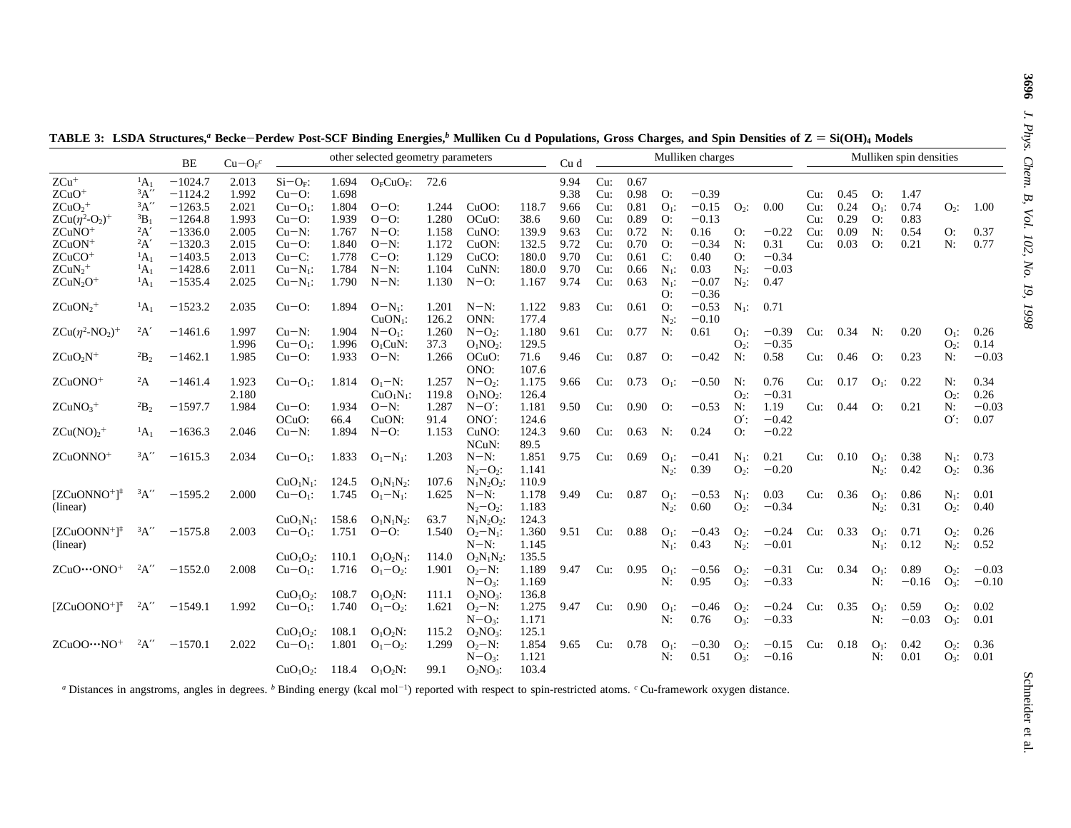**TABLE 3: LSDA Structures,[a] Becke−Perdew Post-SCF Binding Energies,[b] Mulliken Cu d Populations, Gross Charges, and Spin Densities of Z = $Si(OH)_4$ Models**

| | | BE | Cu−$O_F$[c] | other selected geometry parameters | | | | | | Cu d | Mulliken charges | | | | | | Mulliken spin densities | | | | | |
|---|---|---|---|---|---|---|---|---|---|---|---|---|---|---|---|---|---|---|---|---|---|---|
| $ZCu^+$ | $^1A_1$ | −1024.7 | 2.013 | Si−$O_F$: | 1.694 | $O_FCuO_F$: | 72.6 | | | 9.94 | Cu: | 0.67 | | | | | | | | | | |
| $ZCuO^+$ | $^3A''$ | −1124.2 | 1.992 | Cu−O: | 1.698 | | | | | 9.38 | Cu: | 0.98 | O: | −0.39 | | | Cu: | 0.45 | O: | 1.47 | | |
| $ZCuO_2{}^+$ | $^3A''$ | −1263.5 | 2.021 | Cu−$O_1$: | 1.804 | O−O: | 1.244 | CuOO: | 118.7 | 9.66 | Cu: | 0.81 | $O_1$: | −0.15 | $O_2$: | 0.00 | Cu: | 0.24 | $O_1$: | 0.74 | $O_2$: | 1.00 |
| $ZCu(\eta^2\text{-}O_2)^+$ | $^3B_1$ | −1264.8 | 1.993 | Cu−O: | 1.939 | O−O: | 1.280 | OCuO: | 38.6 | 9.60 | Cu: | 0.89 | O: | −0.13 | | | Cu: | 0.29 | O: | 0.83 | | |
| $ZCuNO^+$ | $^2A'$ | −1336.0 | 2.005 | Cu−N: | 1.767 | N−O: | 1.158 | CuNO: | 139.9 | 9.63 | Cu: | 0.72 | N: | 0.16 | O: | −0.22 | Cu: | 0.09 | N: | 0.54 | O: | 0.37 |
| $ZCuON^+$ | $^2A'$ | −1320.3 | 2.015 | Cu−O: | 1.840 | O−N: | 1.172 | CuON: | 132.5 | 9.72 | Cu: | 0.70 | O: | −0.34 | N: | 0.31 | Cu: | 0.03 | O: | 0.21 | N: | 0.77 |
| $ZCuCO^+$ | $^1A_1$ | −1403.5 | 2.013 | Cu−C: | 1.778 | C−O: | 1.129 | CuCO: | 180.0 | 9.70 | Cu: | 0.61 | C: | 0.40 | O: | −0.34 | | | | | | |
| $ZCuN_2{}^+$ | $^1A_1$ | −1428.6 | 2.011 | Cu−$N_1$: | 1.784 | N−N: | 1.104 | CuNN: | 180.0 | 9.70 | Cu: | 0.66 | $N_1$: | 0.03 | $N_2$: | −0.03 | | | | | | |
| $ZCuN_2O^+$ | $^1A_1$ | −1535.4 | 2.025 | Cu−$N_1$: | 1.790 | N−N: | 1.130 | N−O: | 1.167 | 9.74 | Cu: | 0.63 | $N_1$: | −0.07 | $N_2$: | 0.47 | | | | | | |
| | | | | | | | | | | | | | O: | −0.36 | | | | | | | | |
| $ZCuON_2{}^+$ | $^1A_1$ | −1523.2 | 2.035 | Cu−O: | 1.894 | O−$N_1$: | 1.201 | N−N: | 1.122 | 9.83 | Cu: | 0.61 | O: | −0.53 | $N_1$: | 0.71 | | | | | | |
| | | | | | | $CuON_1$: | 126.2 | ONN: | 177.4 | | | | $N_2$: | −0.10 | | | | | | | | |
| $ZCu(\eta^2\text{-}NO_2)^+$ | $^2A'$ | −1461.6 | 1.997 | Cu−N: | 1.904 | N−$O_1$: | 1.260 | N−$O_2$: | 1.180 | 9.61 | Cu: | 0.77 | N: | 0.61 | $O_1$: | −0.39 | Cu: | 0.34 | N: | 0.20 | $O_1$: | 0.26 |
| | | | 1.996 | Cu−$O_1$: | 1.996 | $O_1CuN$: | 37.3 | $O_1NO_2$: | 129.5 | | | | | | $O_2$: | −0.35 | | | | | $O_2$: | 0.14 |
| $ZCuO_2N^+$ | $^2B_2$ | −1462.1 | 1.985 | Cu−O: | 1.933 | O−N: | 1.266 | OCuO: | 71.6 | 9.46 | Cu: | 0.87 | O: | −0.42 | N: | 0.58 | Cu: | 0.46 | O: | 0.23 | N: | −0.03 |
| | | | | | | | | ONO: | 107.6 | | | | | | | | | | | | | |
| $ZCuONO^+$ | $^2A$ | −1461.4 | 1.923 | Cu−$O_1$: | 1.814 | $O_1$−N: | 1.257 | N−$O_2$: | 1.175 | 9.66 | Cu: | 0.73 | $O_1$: | −0.50 | N: | 0.76 | Cu: | 0.17 | $O_1$: | 0.22 | N: | 0.34 |
| | | | 2.180 | | | $CuO_1N_1$: | 119.8 | $O_1NO_2$: | 126.4 | | | | | | $O_2$: | −0.31 | | | | | $O_2$: | 0.26 |
| $ZCuNO_3{}^+$ | $^2B_2$ | −1597.7 | 1.984 | Cu−O: | 1.934 | O−N: | 1.287 | N−O′: | 1.181 | 9.50 | Cu: | 0.90 | O: | −0.53 | N: | 1.19 | Cu: | 0.44 | O: | 0.21 | N: | −0.03 |
| | | | | OCuO: | 66.4 | CuON: | 91.4 | ONO′: | 124.6 | | | | | | O′: | −0.42 | | | | | O′: | 0.07 |
| $ZCu(NO)_2{}^+$ | $^1A_1$ | −1636.3 | 2.046 | Cu−N: | 1.894 | N−O: | 1.153 | CuNO: | 124.3 | 9.60 | Cu: | 0.63 | N: | 0.24 | O: | −0.22 | | | | | | |
| | | | | | | | | NCuN: | 89.5 | | | | | | | | | | | | | |
| $ZCuONNO^+$ | $^3A''$ | −1615.3 | 2.034 | Cu−$O_1$: | 1.833 | $O_1$−$N_1$: | 1.203 | N−N: | 1.851 | 9.75 | Cu: | 0.69 | $O_1$: | −0.41 | $N_1$: | 0.21 | Cu: | 0.10 | $O_1$: | 0.38 | $N_1$: | 0.73 |
| | | | | | | | | $N_2$−$O_2$: | 1.141 | | | | $N_2$: | 0.39 | $O_2$: | −0.20 | | | $N_2$: | 0.42 | $O_2$: | 0.36 |
| | | | | $CuO_1N_1$: | 124.5 | $O_1N_1N_2$: | 107.6 | $N_1N_2O_2$: | 110.9 | | | | | | | | | | | | | |
| $[ZCuONNO^+]^‡$ (linear) | $^3A''$ | −1595.2 | 2.000 | Cu−$O_1$: | 1.745 | $O_1$−$N_1$: | 1.625 | N−N: | 1.178 | 9.49 | Cu: | 0.87 | $O_1$: | −0.53 | $N_1$: | 0.03 | Cu: | 0.36 | $O_1$: | 0.86 | $N_1$: | 0.01 |
| | | | | | | | | $N_2$−$O_2$: | 1.183 | | | | $N_2$: | 0.60 | $O_2$: | −0.34 | | | $N_2$: | 0.31 | $O_2$: | 0.40 |
| | | | | $CuO_1N_1$: | 158.6 | $O_1N_1N_2$: | 63.7 | $N_1N_2O_2$: | 124.3 | | | | | | | | | | | | | |
| $[ZCuOONN^+]^‡$ (linear) | $^3A''$ | −1575.8 | 2.003 | Cu−$O_1$: | 1.751 | O−O: | 1.540 | $O_2$−$N_1$: | 1.360 | 9.51 | Cu: | 0.88 | $O_1$: | −0.43 | $O_2$: | −0.24 | Cu: | 0.33 | $O_1$: | 0.71 | $O_2$: | 0.26 |
| | | | | | | | | N−N: | 1.145 | | | | $N_1$: | 0.43 | $N_2$: | −0.01 | | | $N_1$: | 0.12 | $N_2$: | 0.52 |
| | | | | $CuO_1O_2$: | 110.1 | $O_1O_2N_1$: | 114.0 | $O_2N_1N_2$: | 135.5 | | | | | | | | | | | | | |
| $ZCuO\cdots ONO^+$ | $^2A''$ | −1552.0 | 2.008 | Cu−$O_1$: | 1.716 | $O_1$−$O_2$: | 1.901 | $O_2$−N: | 1.189 | 9.47 | Cu: | 0.95 | $O_1$: | −0.56 | $O_2$: | −0.31 | Cu: | 0.34 | $O_1$: | 0.89 | $O_2$: | −0.03 |
| | | | | | | | | N−$O_3$: | 1.169 | | | | N: | 0.95 | $O_3$: | −0.33 | | | N: | −0.16 | $O_3$: | −0.10 |
| | | | | $CuO_1O_2$: | 108.7 | $O_1O_2N$: | 111.1 | $O_2NO_3$: | 136.8 | | | | | | | | | | | | | |
| $[ZCuOONO^+]^‡$ | $^2A''$ | −1549.1 | 1.992 | Cu−$O_1$: | 1.740 | $O_1$−$O_2$: | 1.621 | $O_2$−N: | 1.275 | 9.47 | Cu: | 0.90 | $O_1$: | −0.46 | $O_2$: | −0.24 | Cu: | 0.35 | $O_1$: | 0.59 | $O_2$: | 0.02 |
| | | | | | | | | N−$O_3$: | 1.171 | | | | N: | 0.76 | $O_3$: | −0.33 | | | N: | −0.03 | $O_3$: | 0.01 |
| | | | | $CuO_1O_2$: | 108.1 | $O_1O_2N$: | 115.2 | $O_2NO_3$: | 125.1 | | | | | | | | | | | | | |
| $ZCuOO\cdots NO^+$ | $^2A''$ | −1570.1 | 2.022 | Cu−$O_1$: | 1.801 | $O_1$−$O_2$: | 1.299 | $O_2$−N: | 1.854 | 9.65 | Cu: | 0.78 | $O_1$: | −0.30 | $O_2$: | −0.15 | Cu: | 0.18 | $O_1$: | 0.42 | $O_2$: | 0.36 |
| | | | | | | | | N−$O_3$: | 1.121 | | | | N: | 0.51 | $O_3$: | −0.16 | | | N: | 0.01 | $O_3$: | 0.01 |
| | | | | $CuO_1O_2$: | 118.4 | $O_1O_2N$: | 99.1 | $O_2NO_3$: | 103.4 | | | | | | | | | | | | | |

[a] Distances in angstroms, angles in degrees. [b] Binding energy (kcal mol$^{-1}$) reported with respect to spin-restricted atoms. [c] Cu-framework oxygen distance.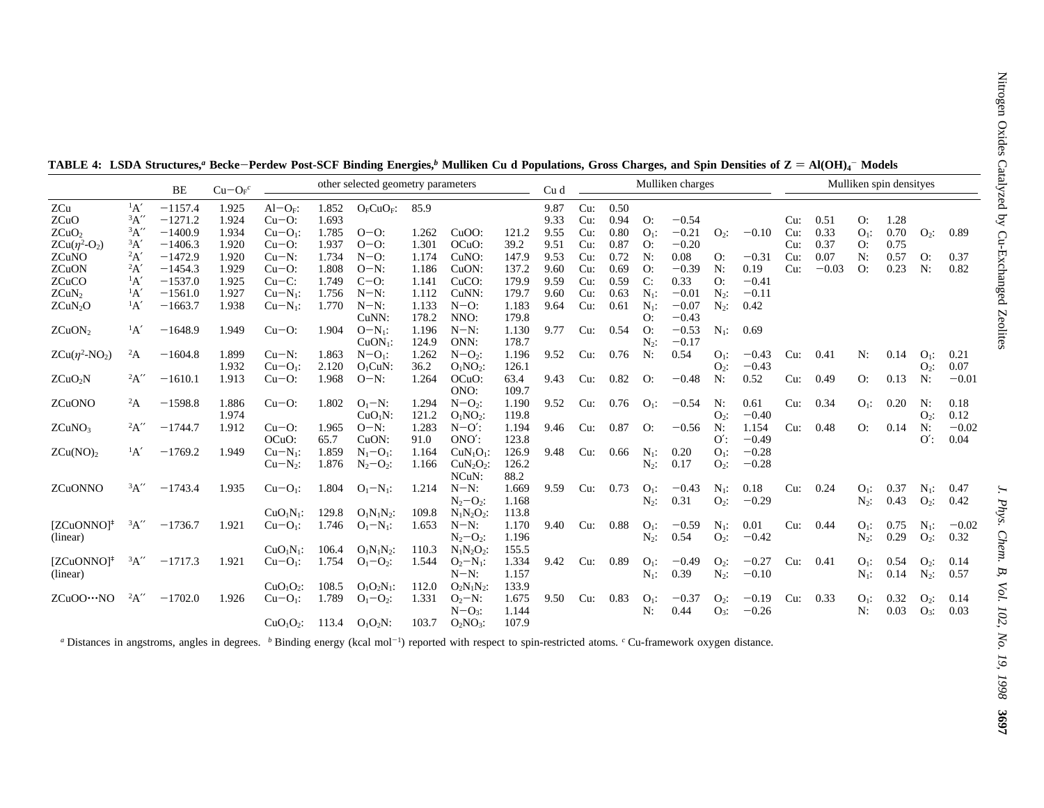**TABLE 4: LSDA Structures,[a] Becke–Perdew Post-SCF Binding Energies,[b] Mulliken Cu d Populations, Gross Charges, and Spin Densities of Z = $Al(OH)_4^-$ Models**

| | | BE | Cu–O$_F$[c] | other selected geometry parameters | | | | | | Cu d | Mulliken charges | | | | | | Mulliken spin densityes | | | | | |
|---|---|---|---|---|---|---|---|---|---|---|---|---|---|---|---|---|---|---|---|---|---|---|
| ZCu | $^1A'$ | −1157.4 | 1.925 | Al–O$_F$: | 1.852 | O$_F$CuO$_F$: | 85.9 | | | 9.87 | Cu: | 0.50 | | | | | | | | | | |
| ZCuO | $^3A''$ | −1271.2 | 1.924 | Cu–O: | 1.693 | | | | | 9.33 | Cu: | 0.94 | O: | −0.54 | | | Cu: | 0.51 | O: | 1.28 | | |
| $ZCuO_2$ | $^3A''$ | −1400.9 | 1.934 | Cu–O$_1$: | 1.785 | O–O: | 1.262 | CuOO: | 121.2 | 9.55 | Cu: | 0.80 | O$_1$: | −0.21 | O$_2$: | −0.10 | Cu: | 0.33 | O$_1$: | 0.70 | O$_2$: | 0.89 |
| ZCu($\eta^2$-$O_2$) | $^3A'$ | −1406.3 | 1.920 | Cu–O: | 1.937 | O–O: | 1.301 | OCuO: | 39.2 | 9.51 | Cu: | 0.87 | O: | −0.20 | | | Cu: | 0.37 | O: | 0.75 | | |
| ZCuNO | $^2A'$ | −1472.9 | 1.920 | Cu–N: | 1.734 | N–O: | 1.174 | CuNO: | 147.9 | 9.53 | Cu: | 0.72 | N: | 0.08 | O: | −0.31 | Cu: | 0.07 | N: | 0.57 | O: | 0.37 |
| ZCuON | $^2A'$ | −1454.3 | 1.929 | Cu–O: | 1.808 | O–N: | 1.186 | CuON: | 137.2 | 9.60 | Cu: | 0.69 | O: | −0.39 | N: | 0.19 | Cu: | −0.03 | O: | 0.23 | N: | 0.82 |
| ZCuCO | $^1A'$ | −1537.0 | 1.925 | Cu–C: | 1.749 | C–O: | 1.141 | CuCO: | 179.9 | 9.59 | Cu: | 0.59 | C: | 0.33 | O: | −0.41 | | | | | | |
| $ZCuN_2$ | $^1A'$ | −1561.0 | 1.927 | Cu–N$_1$: | 1.756 | N–N: | 1.112 | CuNN: | 179.7 | 9.60 | Cu: | 0.63 | N$_1$: | −0.01 | N$_2$: | −0.11 | | | | | | |
| $ZCuN_2O$ | $^1A'$ | −1663.7 | 1.938 | Cu–N$_1$: | 1.770 | N–N: | 1.133 | N–O: | 1.183 | 9.64 | Cu: | 0.61 | N$_1$: | −0.07 | N$_2$: | 0.42 | | | | | | |
| | | | | | | CuNN: | 178.2 | NNO: | 179.8 | | | | O: | −0.43 | | | | | | | | |
| $ZCuON_2$ | $^1A'$ | −1648.9 | 1.949 | Cu–O: | 1.904 | O–N$_1$: | 1.196 | N–N: | 1.130 | 9.77 | Cu: | 0.54 | O: | −0.53 | N$_1$: | 0.69 | | | | | | |
| | | | | | | CuON$_1$: | 124.9 | ONN: | 178.7 | | | | N$_2$: | −0.17 | | | | | | | | |
| ZCu($\eta^2$-$NO_2$) | $^2A$ | −1604.8 | 1.899 | Cu–N: | 1.863 | N–O$_1$: | 1.262 | N–O$_2$: | 1.196 | 9.52 | Cu: | 0.76 | N: | 0.54 | O$_1$: | −0.43 | Cu: | 0.41 | N: | 0.14 | O$_1$: | 0.21 |
| | | | 1.932 | Cu–O$_1$: | 2.120 | O$_1$CuN: | 36.2 | O$_1$NO$_2$: | 126.1 | | | | | | O$_2$: | −0.43 | | | | | O$_2$: | 0.07 |
| $ZCuO_2N$ | $^2A''$ | −1610.1 | 1.913 | Cu–O: | 1.968 | O–N: | 1.264 | OCuO: | 63.4 | 9.43 | Cu: | 0.82 | O: | −0.48 | N: | 0.52 | Cu: | 0.49 | O: | 0.13 | N: | −0.01 |
| | | | | | | | | ONO: | 109.7 | | | | | | | | | | | | | |
| ZCuONO | $^2A$ | −1598.8 | 1.886 | Cu–O: | 1.802 | O$_1$–N: | 1.294 | N–O$_2$: | 1.190 | 9.52 | Cu: | 0.76 | O$_1$: | −0.54 | N: | 0.61 | Cu: | 0.34 | O$_1$: | 0.20 | N: | 0.18 |
| | | | 1.974 | | | CuO$_1$N: | 121.2 | O$_1$NO$_2$: | 119.8 | | | | | | O$_2$: | −0.40 | | | | | O$_2$: | 0.12 |
| $ZCuNO_3$ | $^2A''$ | −1744.7 | 1.912 | Cu–O: | 1.965 | O–N: | 1.283 | N–O′: | 1.194 | 9.46 | Cu: | 0.87 | O: | −0.56 | N: | 1.154 | Cu: | 0.48 | O: | 0.14 | N: | −0.02 |
| | | | | OCuO: | 65.7 | CuON: | 91.0 | ONO′: | 123.8 | | | | | | O′: | −0.49 | | | | | O′: | 0.04 |
| $ZCu(NO)_2$ | $^1A'$ | −1769.2 | 1.949 | Cu–N$_1$: | 1.859 | N$_1$–O$_1$: | 1.164 | CuN$_1$O$_1$: | 126.9 | 9.48 | Cu: | 0.66 | N$_1$: | 0.20 | O$_1$: | −0.28 | | | | | | |
| | | | | Cu–N$_2$: | 1.876 | N$_2$–O$_2$: | 1.166 | CuN$_2$O$_2$: | 126.2 | | | | N$_2$: | 0.17 | O$_2$: | −0.28 | | | | | | |
| | | | | | | | | NCuN: | 88.2 | | | | | | | | | | | | | |
| ZCuONNO | $^3A''$ | −1743.4 | 1.935 | Cu–O$_1$: | 1.804 | O$_1$–N$_1$: | 1.214 | N–N: | 1.669 | 9.59 | Cu: | 0.73 | O$_1$: | −0.43 | N$_1$: | 0.18 | Cu: | 0.24 | O$_1$: | 0.37 | N$_1$: | 0.47 |
| | | | | | | | | N$_2$–O$_2$: | 1.168 | | | | N$_2$: | 0.31 | O$_2$: | −0.29 | | | N$_2$: | 0.43 | O$_2$: | 0.42 |
| | | | | CuO$_1$N$_1$: | 129.8 | O$_1$N$_1$N$_2$: | 109.8 | N$_1$N$_2$O$_2$: | 113.8 | | | | | | | | | | | | | |
| [ZCuONNO]‡ | $^3A''$ | −1736.7 | 1.921 | Cu–O$_1$: | 1.746 | O$_1$–N$_1$: | 1.653 | N–N: | 1.170 | 9.40 | Cu: | 0.88 | O$_1$: | −0.59 | N$_1$: | 0.01 | Cu: | 0.44 | O$_1$: | 0.75 | N$_1$: | −0.02 |
| (linear) | | | | | | | | N$_2$–O$_2$: | 1.196 | | | | N$_2$: | 0.54 | O$_2$: | −0.42 | | | N$_2$: | 0.29 | O$_2$: | 0.32 |
| | | | | CuO$_1$N$_1$: | 106.4 | O$_1$N$_1$N$_2$: | 110.3 | N$_1$N$_2$O$_2$: | 155.5 | | | | | | | | | | | | | |
| [ZCuONNO]‡ | $^3A''$ | −1717.3 | 1.921 | Cu–O$_1$: | 1.754 | O$_1$–O$_2$: | 1.544 | O$_2$–N$_1$: | 1.334 | 9.42 | Cu: | 0.89 | O$_1$: | −0.49 | O$_2$: | −0.27 | Cu: | 0.41 | O$_1$: | 0.54 | O$_2$: | 0.14 |
| (linear) | | | | | | | | N–N: | 1.157 | | | | N$_1$: | 0.39 | N$_2$: | −0.10 | | | N$_1$: | 0.14 | N$_2$: | 0.57 |
| | | | | CuO$_1$O$_2$: | 108.5 | O$_1$O$_2$N$_1$: | 112.0 | O$_2$N$_1$N$_2$: | 133.9 | | | | | | | | | | | | | |
| ZCuOO···NO | $^2A''$ | −1702.0 | 1.926 | Cu–O$_1$: | 1.789 | O$_1$–O$_2$: | 1.331 | O$_2$–N: | 1.675 | 9.50 | Cu: | 0.83 | O$_1$: | −0.37 | O$_2$: | −0.19 | Cu: | 0.33 | O$_1$: | 0.32 | O$_2$: | 0.14 |
| | | | | | | | | N–O$_3$: | 1.144 | | | | N: | 0.44 | O$_3$: | −0.26 | | | N: | 0.03 | O$_3$: | 0.03 |
| | | | | CuO$_1$O$_2$: | 113.4 | O$_1$O$_2$N: | 103.7 | O$_2$NO$_3$: | 107.9 | | | | | | | | | | | | | |

[a] Distances in angstroms, angles in degrees. [b] Binding energy (kcal mol$^{-1}$) reported with respect to spin-restricted atoms. [c] Cu-framework oxygen distance.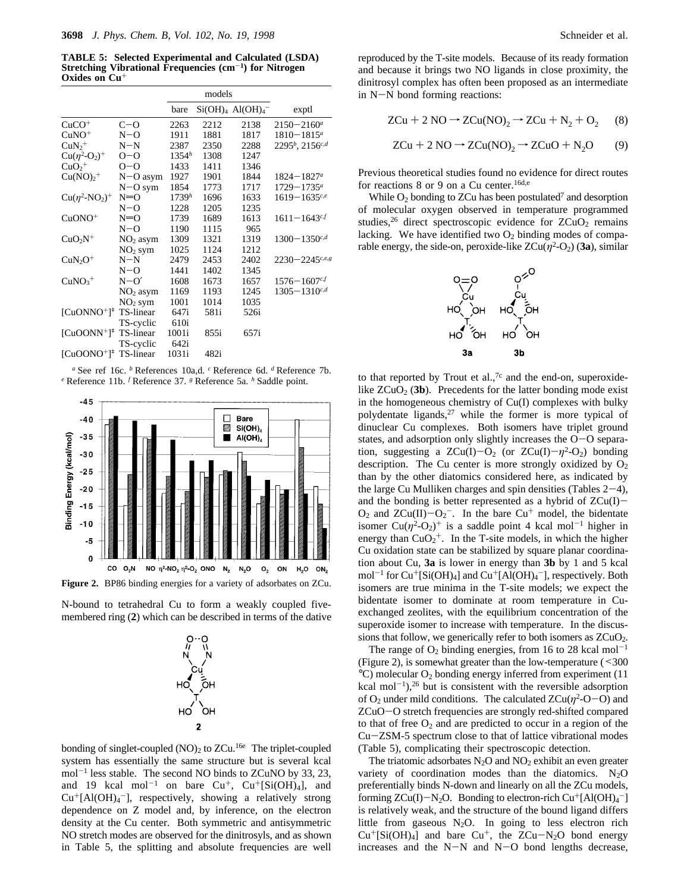**TABLE 5: Selected Experimental and Calculated (LSDA) Stretching Vibrational Frequencies (cm$^{-1}$) for Nitrogen Oxides on Cu$^+$**

| | | models | | | |
|---|---|---|---|---|---|
| | | bare | $Si(OH)_4$ | $Al(OH)_4^-$ | exptl |
| $CuCO^+$ | C–O | 2263 | 2212 | 2138 | 2150–2160[a] |
| $CuNO^+$ | N–O | 1911 | 1881 | 1817 | 1810–1815[a] |
| $CuN_2^+$ | N–N | 2387 | 2350 | 2288 | 2295[b], 2156[c,d] |
| $Cu(\eta^2\text{-}O_2)^+$ | O–O | 1354[h] | 1308 | 1247 | |
| $CuO_2^+$ | O–O | 1433 | 1411 | 1346 | |
| $Cu(NO)_2^+$ | N–O asym | 1927 | 1901 | 1844 | 1824–1827[a] |
| | N–O sym | 1854 | 1773 | 1717 | 1729–1735[a] |
| $Cu(\eta^2\text{-}NO_2)^+$ | N=O | 1739[h] | 1696 | 1633 | 1619–1635[c,e] |
| | N–O | 1228 | 1205 | 1235 | |
| $CuONO^+$ | N=O | 1739 | 1689 | 1613 | 1611–1643[c,f] |
| | N–O | 1190 | 1115 | 965 | |
| $CuO_2N^+$ | $NO_2$ asym | 1309 | 1321 | 1319 | 1300–1350[c,d] |
| | $NO_2$ sym | 1025 | 1124 | 1212 | |
| $CuN_2O^+$ | N–N | 2479 | 2453 | 2402 | 2230–2245[c,e,g] |
| | N–O | 1441 | 1402 | 1345 | |
| $CuNO_3^+$ | N–O′ | 1608 | 1673 | 1657 | 1576–1607[c,f] |
| | $NO_2$ asym | 1169 | 1193 | 1245 | 1305–1310[c,d] |
| | $NO_2$ sym | 1001 | 1014 | 1035 | |
| $[CuONNO^+]^‡$ | TS-linear | 647i | 581i | 526i | |
| | TS-cyclic | 610i | | | |
| $[CuOONN^+]^‡$ | TS-linear | 1001i | 855i | 657i | |
| | TS-cyclic | 642i | | | |
| $[CuOONO^+]^‡$ | TS-linear | 1031i | 482i | | |

[a] See ref 16c. [b] References 10a,d. [c] Reference 6d. [d] Reference 7b. [e] Reference 11b. [f] Reference 37. [g] Reference 5a. [h] Saddle point.

**Figure 2.** BP86 binding energies for a variety of adsorbates on ZCu.

N-bound to tetrahedral Cu to form a weakly coupled five-membered ring (**2**) which can be described in terms of the dative bonding of singlet-coupled $(NO)_2$ to ZCu.[16e] The triplet-coupled system has essentially the same structure but is several kcal mol$^{-1}$ less stable. The second NO binds to ZCuNO by 33, 23, and 19 kcal mol$^{-1}$ on bare Cu$^+$, Cu$^+$[Si(OH)$_4$], and Cu$^+$[Al(OH)$_4^-$], respectively, showing a relatively strong dependence on Z model and, by inference, on the electron density at the Cu center. Both symmetric and antisymmetric NO stretch modes are observed for the dinitrosyls, and as shown in Table 5, the splitting and absolute frequencies are well reproduced by the T-site models. Because of its ready formation and because it brings two NO ligands in close proximity, the dinitrosyl complex has often been proposed as an intermediate in N–N bond forming reactions:

$$ZCu + 2\,NO \rightarrow ZCu(NO)_2 \rightarrow ZCu + N_2 + O_2 \quad (8)$$

$$ZCu + 2\,NO \rightarrow ZCu(NO)_2 \rightarrow ZCuO + N_2O \quad (9)$$

Previous theoretical studies found no evidence for direct routes for reactions 8 or 9 on a Cu center.[16d,e]

While $O_2$ bonding to ZCu has been postulated[7] and desorption of molecular oxygen observed in temperature programmed studies,[26] direct spectroscopic evidence for $ZCuO_2$ remains lacking. We have identified two $O_2$ binding modes of comparable energy, the side-on, peroxide-like $ZCu(\eta^2\text{-}O_2)$ (**3a**), similar to that reported by Trout et al.,[7c] and the end-on, superoxide-like $ZCuO_2$ (**3b**). Precedents for the latter bonding mode exist in the homogeneous chemistry of Cu(I) complexes with bulky polydentate ligands,[27] while the former is more typical of dinuclear Cu complexes. Both isomers have triplet ground states, and adsorption only slightly increases the O–O separation, suggesting a ZCu(I)–$O_2$ (or ZCu(I)–$\eta^2$-$O_2$) bonding description. The Cu center is more strongly oxidized by $O_2$ than by the other diatomics considered here, as indicated by the large Cu Mulliken charges and spin densities (Tables 2–4), and the bonding is better represented as a hybrid of ZCu(I)–$O_2$ and ZCu(II)–$O_2^-$. In the bare Cu$^+$ model, the bidentate isomer $Cu(\eta^2\text{-}O_2)^+$ is a saddle point 4 kcal mol$^{-1}$ higher in energy than $CuO_2^+$. In the T-site models, in which the higher Cu oxidation state can be stabilized by square planar coordination about Cu, **3a** is lower in energy than **3b** by 1 and 5 kcal mol$^{-1}$ for Cu$^+$[Si(OH)$_4$] and Cu$^+$[Al(OH)$_4^-$], respectively. Both isomers are true minima in the T-site models; we expect the bidentate isomer to dominate at room temperature in Cu-exchanged zeolites, with the equilibrium concentration of the superoxide isomer to increase with temperature. In the discussions that follow, we generically refer to both isomers as $ZCuO_2$.

The range of $O_2$ binding energies, from 16 to 28 kcal mol$^{-1}$ (Figure 2), is somewhat greater than the low-temperature (<300 °C) molecular $O_2$ bonding energy inferred from experiment (11 kcal mol$^{-1}$),[26] but is consistent with the reversible adsorption of $O_2$ under mild conditions. The calculated ZCu($\eta^2$-O–O) and ZCuO–O stretch frequencies are strongly red-shifted compared to that of free $O_2$ and are predicted to occur in a region of the Cu–ZSM-5 spectrum close to that of lattice vibrational modes (Table 5), complicating their spectroscopic detection.

The triatomic adsorbates $N_2O$ and $NO_2$ exhibit an even greater variety of coordination modes than the diatomics. $N_2O$ preferentially binds N-down and linearly on all the ZCu models, forming ZCu(I)–$N_2O$. Bonding to electron-rich Cu$^+$[Al(OH)$_4^-$] is relatively weak, and the structure of the bound ligand differs little from gaseous $N_2O$. In going to less electron rich Cu$^+$[Si(OH)$_4$] and bare Cu$^+$, the ZCu–$N_2O$ bond energy increases and the N–N and N–O bond lengths decrease,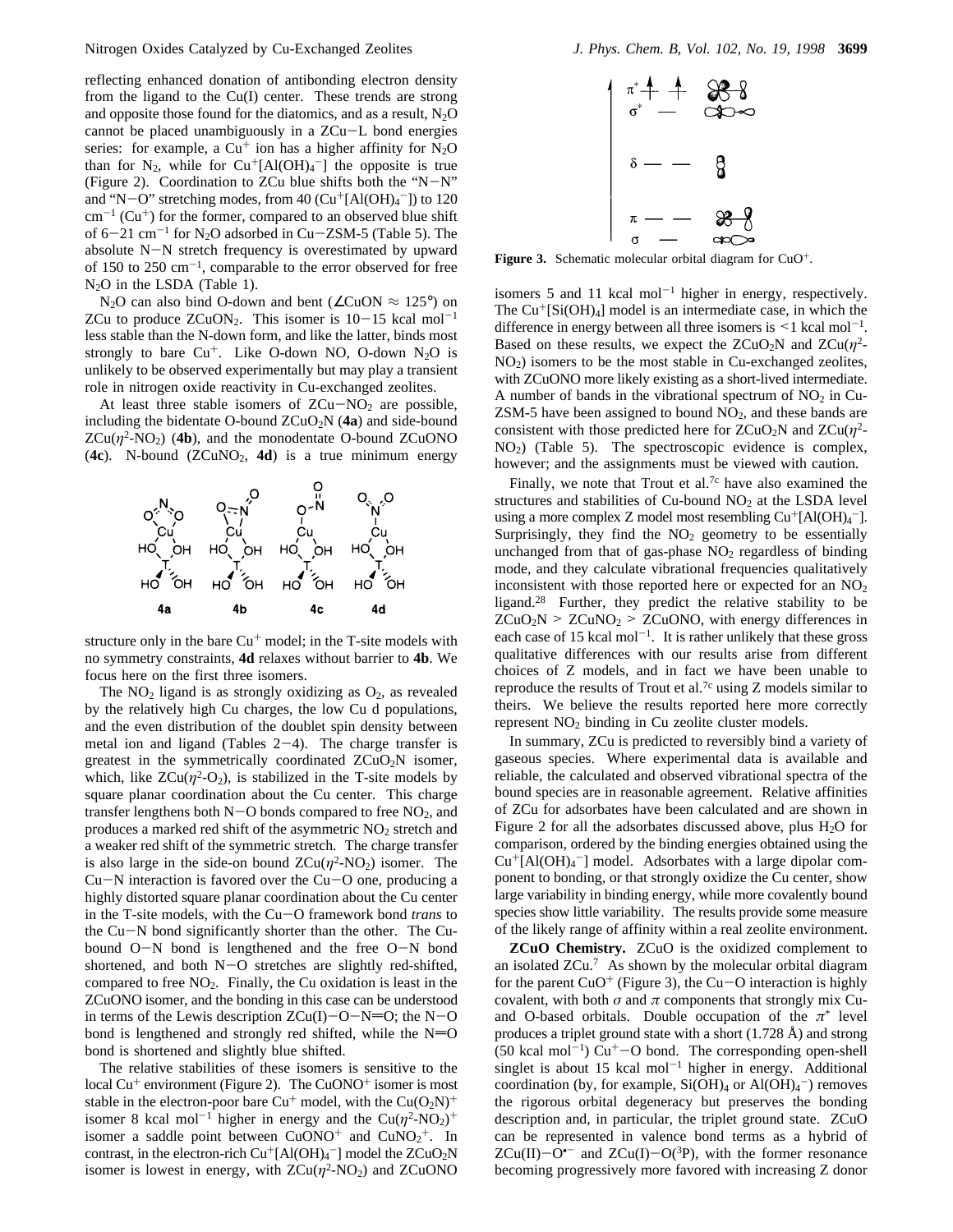reflecting enhanced donation of antibonding electron density from the ligand to the Cu(I) center. These trends are strong and opposite those found for the diatomics, and as a result, $N_2O$ cannot be placed unambiguously in a ZCu−L bond energies series: for example, a $Cu^+$ ion has a higher affinity for $N_2O$ than for $N_2$, while for $Cu^+[Al(OH)_4^-]$ the opposite is true (Figure 2). Coordination to ZCu blue shifts both the "N−N" and "N−O" stretching modes, from 40 ($Cu^+[Al(OH)_4^-]$) to 120 $cm^{-1}$ ($Cu^+$) for the former, compared to an observed blue shift of 6−21 $cm^{-1}$ for $N_2O$ adsorbed in Cu−ZSM-5 (Table 5). The absolute N−N stretch frequency is overestimated by upward of 150 to 250 $cm^{-1}$, comparable to the error observed for free $N_2O$ in the LSDA (Table 1).

$N_2O$ can also bind O-down and bent (∠CuON ≈ 125°) on ZCu to produce $ZCuON_2$. This isomer is 10−15 kcal $mol^{-1}$ less stable than the N-down form, and like the latter, binds most strongly to bare $Cu^+$. Like O-down NO, O-down $N_2O$ is unlikely to be observed experimentally but may play a transient role in nitrogen oxide reactivity in Cu-exchanged zeolites.

At least three stable isomers of $ZCu-NO_2$ are possible, including the bidentate O-bound $ZCuO_2N$ (**4a**) and side-bound $ZCu(\eta^2\text{-}NO_2)$ (**4b**), and the monodentate O-bound ZCuONO (**4c**). N-bound ($ZCuNO_2$, **4d**) is a true minimum energy structure only in the bare $Cu^+$ model; in the T-site models with no symmetry constraints, **4d** relaxes without barrier to **4b**. We focus here on the first three isomers.

The $NO_2$ ligand is as strongly oxidizing as $O_2$, as revealed by the relatively high Cu charges, the low Cu d populations, and the even distribution of the doublet spin density between metal ion and ligand (Tables 2−4). The charge transfer is greatest in the symmetrically coordinated $ZCuO_2N$ isomer, which, like $ZCu(\eta^2\text{-}O_2)$, is stabilized in the T-site models by square planar coordination about the Cu center. This charge transfer lengthens both N−O bonds compared to free $NO_2$, and produces a marked red shift of the asymmetric $NO_2$ stretch and a weaker red shift of the symmetric stretch. The charge transfer is also large in the side-on bound $ZCu(\eta^2\text{-}NO_2)$ isomer. The Cu−N interaction is favored over the Cu−O one, producing a highly distorted square planar coordination about the Cu center in the T-site models, with the Cu−O framework bond *trans* to the Cu−N bond significantly shorter than the other. The Cu-bound O−N bond is lengthened and the free O−N bond shortened, and both N−O stretches are slightly red-shifted, compared to free $NO_2$. Finally, the Cu oxidation is least in the ZCuONO isomer, and the bonding in this case can be understood in terms of the Lewis description ZCu(I)−O−N=O; the N−O bond is lengthened and strongly red shifted, while the N=O bond is shortened and slightly blue shifted.

The relative stabilities of these isomers is sensitive to the local $Cu^+$ environment (Figure 2). The $CuONO^+$ isomer is most stable in the electron-poor bare $Cu^+$ model, with the $Cu(O_2N)^+$ isomer 8 kcal $mol^{-1}$ higher in energy and the $Cu(\eta^2\text{-}NO_2)^+$ isomer a saddle point between $CuONO^+$ and $CuNO_2^+$. In contrast, in the electron-rich $Cu^+[Al(OH)_4^-]$ model the $ZCuO_2N$ isomer is lowest in energy, with $ZCu(\eta^2\text{-}NO_2)$ and ZCuONO isomers 5 and 11 kcal $mol^{-1}$ higher in energy, respectively. The $Cu^+[Si(OH)_4]$ model is an intermediate case, in which the difference in energy between all three isomers is <1 kcal $mol^{-1}$. Based on these results, we expect the $ZCuO_2N$ and $ZCu(\eta^2\text{-}NO_2)$ isomers to be the most stable in Cu-exchanged zeolites, with ZCuONO more likely existing as a short-lived intermediate. A number of bands in the vibrational spectrum of $NO_2$ in Cu-ZSM-5 have been assigned to bound $NO_2$, and these bands are consistent with those predicted here for $ZCuO_2N$ and $ZCu(\eta^2\text{-}NO_2)$ (Table 5). The spectroscopic evidence is complex, however; and the assignments must be viewed with caution.

Finally, we note that Trout et al.[7c] have also examined the structures and stabilities of Cu-bound $NO_2$ at the LSDA level using a more complex Z model most resembling $Cu^+[Al(OH)_4^-]$. Surprisingly, they find the $NO_2$ geometry to be essentially unchanged from that of gas-phase $NO_2$ regardless of binding mode, and they calculate vibrational frequencies qualitatively inconsistent with those reported here or expected for an $NO_2$ ligand.[28] Further, they predict the relative stability to be $ZCuO_2N > ZCuNO_2 > ZCuONO$, with energy differences in each case of 15 kcal $mol^{-1}$. It is rather unlikely that these gross qualitative differences with our results arise from different choices of Z models, and in fact we have been unable to reproduce the results of Trout et al.[7c] using Z models similar to theirs. We believe the results reported here more correctly represent $NO_2$ binding in Cu zeolite cluster models.

In summary, ZCu is predicted to reversibly bind a variety of gaseous species. Where experimental data is available and reliable, the calculated and observed vibrational spectra of the bound species are in reasonable agreement. Relative affinities of ZCu for adsorbates have been calculated and are shown in Figure 2 for all the adsorbates discussed above, plus $H_2O$ for comparison, ordered by the binding energies obtained using the $Cu^+[Al(OH)_4^-]$ model. Adsorbates with a large dipolar component to bonding, or that strongly oxidize the Cu center, show large variability in binding energy, while more covalently bound species show little variability. The results provide some measure of the likely range of affinity within a real zeolite environment.

**ZCuO Chemistry.** ZCuO is the oxidized complement to an isolated ZCu.[7] As shown by the molecular orbital diagram for the parent $CuO^+$ (Figure 3), the Cu−O interaction is highly covalent, with both $\sigma$ and $\pi$ components that strongly mix Cu- and O-based orbitals. Double occupation of the $\pi^*$ level produces a triplet ground state with a short (1.728 Å) and strong (50 kcal $mol^{-1}$) $Cu^+$−O bond. The corresponding open-shell singlet is about 15 kcal $mol^{-1}$ higher in energy. Additional coordination (by, for example, $Si(OH)_4$ or $Al(OH)_4^-$) removes the rigorous orbital degeneracy but preserves the bonding description and, in particular, the triplet ground state. ZCuO can be represented in valence bond terms as a hybrid of $ZCu(II)-O^{\bullet-}$ and $ZCu(I)-O(^3P)$, with the former resonance becoming progressively more favored with increasing Z donor

**Figure 3.** Schematic molecular orbital diagram for $CuO^+$.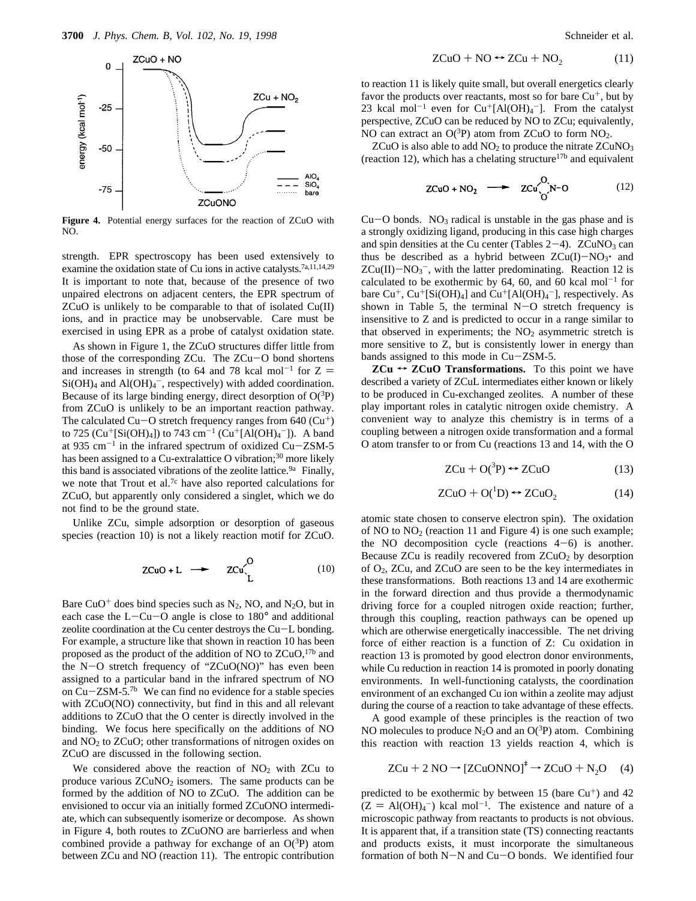**Figure 4.** Potential energy surfaces for the reaction of ZCuO with NO.

strength. EPR spectroscopy has been used extensively to examine the oxidation state of Cu ions in active catalysts.[7a,11,14,29] It is important to note that, because of the presence of two unpaired electrons on adjacent centers, the EPR spectrum of ZCuO is unlikely to be comparable to that of isolated Cu(II) ions, and in practice may be unobservable. Care must be exercised in using EPR as a probe of catalyst oxidation state.

As shown in Figure 1, the ZCuO structures differ little from those of the corresponding ZCu. The Cu−O bond shortens and increases in strength (to 64 and 78 kcal mol$^{-1}$ for Z = $Si(OH)_4$ and $Al(OH)_4^-$, respectively) with added coordination. Because of its large binding energy, direct desorption of $O(^3P)$ from ZCuO is unlikely to be an important reaction pathway. The calculated Cu−O stretch frequency ranges from 640 ($Cu^+$) to 725 ($Cu^+[Si(OH)_4]$) to 743 cm$^{-1}$ ($Cu^+[Al(OH)_4^-]$). A band at 935 cm$^{-1}$ in the infrared spectrum of oxidized Cu−ZSM-5 has been assigned to a Cu-extralattice O vibration;[30] more likely this band is associated vibrations of the zeolite lattice.[9a] Finally, we note that Trout et al.[7c] have also reported calculations for ZCuO, but apparently only considered a singlet, which we do not find to be the ground state.

Unlike ZCu, simple adsorption or desorption of gaseous species (reaction 10) is not a likely reaction motif for ZCuO.

$$\mathrm{ZCuO + L \longrightarrow ZCu(O)(L)} \tag{10}$$

Bare $CuO^+$ does bind species such as $N_2$, NO, and $N_2O$, but in each case the L−Cu−O angle is close to 180° and additional zeolite coordination at the Cu center destroys the Cu−L bonding. For example, a structure like that shown in reaction 10 has been proposed as the product of the addition of NO to ZCuO,[17b] and the N−O stretch frequency of "ZCuO(NO)" has even been assigned to a particular band in the infrared spectrum of NO on Cu−ZSM-5.[7b] We can find no evidence for a stable species with ZCuO(NO) connectivity, but find in this and all relevant additions to ZCuO that the O center is directly involved in the binding. We focus here specifically on the additions of NO and $NO_2$ to ZCuO; other transformations of nitrogen oxides on ZCuO are discussed in the following section.

We considered above the reaction of $NO_2$ with ZCu to produce various $ZCuNO_2$ isomers. The same products can be formed by the addition of NO to ZCuO. The addition can be envisioned to occur via an initially formed ZCuONO intermediate, which can subsequently isomerize or decompose. As shown in Figure 4, both routes to ZCuONO are barrierless and when combined provide a pathway for exchange of an $O(^3P)$ atom between ZCu and NO (reaction 11). The entropic contribution

$$\mathrm{ZCuO + NO \leftrightarrow ZCu + NO_2} \tag{11}$$

to reaction 11 is likely quite small, but overall energetics clearly favor the products over reactants, most so for bare $Cu^+$, but by 23 kcal mol$^{-1}$ even for $Cu^+[Al(OH)_4^-]$. From the catalyst perspective, ZCuO can be reduced by NO to ZCu; equivalently, NO can extract an $O(^3P)$ atom from ZCuO to form $NO_2$.

ZCuO is also able to add $NO_2$ to produce the nitrate $ZCuNO_3$ (reaction 12), which has a chelating structure[17b] and equivalent

$$\mathrm{ZCuO + NO_2 \longrightarrow ZCu(O_2)N{-}O} \tag{12}$$

Cu−O bonds. $NO_3$ radical is unstable in the gas phase and is a strongly oxidizing ligand, producing in this case high charges and spin densities at the Cu center (Tables 2−4). $ZCuNO_3$ can thus be described as a hybrid between $ZCu(I){-}NO_3{\cdot}$ and $ZCu(II){-}NO_3^-$, with the latter predominating. Reaction 12 is calculated to be exothermic by 64, 60, and 60 kcal mol$^{-1}$ for bare $Cu^+$, $Cu^+[Si(OH)_4]$ and $Cu^+[Al(OH)_4^-]$, respectively. As shown in Table 5, the terminal N−O stretch frequency is insensitive to Z and is predicted to occur in a range similar to that observed in experiments; the $NO_2$ asymmetric stretch is more sensitive to Z, but is consistently lower in energy than bands assigned to this mode in Cu−ZSM-5.

**ZCu ↔ ZCuO Transformations.** To this point we have described a variety of ZCuL intermediates either known or likely to be produced in Cu-exchanged zeolites. A number of these play important roles in catalytic nitrogen oxide chemistry. A convenient way to analyze this chemistry is in terms of a coupling between a nitrogen oxide transformation and a formal O atom transfer to or from Cu (reactions 13 and 14, with the O

$$\mathrm{ZCu + O(^3P) \leftrightarrow ZCuO} \tag{13}$$

$$\mathrm{ZCuO + O(^1D) \leftrightarrow ZCuO_2} \tag{14}$$

atomic state chosen to conserve electron spin). The oxidation of NO to $NO_2$ (reaction 11 and Figure 4) is one such example; the NO decomposition cycle (reactions 4−6) is another. Because ZCu is readily recovered from $ZCuO_2$ by desorption of $O_2$, ZCu, and ZCuO are seen to be the key intermediates in these transformations. Both reactions 13 and 14 are exothermic in the forward direction and thus provide a thermodynamic driving force for a coupled nitrogen oxide reaction; further, through this coupling, reaction pathways can be opened up which are otherwise energetically inaccessible. The net driving force of either reaction is a function of Z: Cu oxidation in reaction 13 is promoted by good electron donor environments, while Cu reduction in reaction 14 is promoted in poorly donating environments. In well-functioning catalysts, the coordination environment of an exchanged Cu ion within a zeolite may adjust during the course of a reaction to take advantage of these effects.

A good example of these principles is the reaction of two NO molecules to produce $N_2O$ and an $O(^3P)$ atom. Combining this reaction with reaction 13 yields reaction 4, which is

$$\mathrm{ZCu + 2\,NO \rightarrow [ZCuONNO]^{\ddagger} \rightarrow ZCuO + N_2O} \tag{4}$$

predicted to be exothermic by between 15 (bare $Cu^+$) and 42 (Z = $Al(OH)_4^-$) kcal mol$^{-1}$. The existence and nature of a microscopic pathway from reactants to products is not obvious. It is apparent that, if a transition state (TS) connecting reactants and products exists, it must incorporate the simultaneous formation of both N−N and Cu−O bonds. We identified four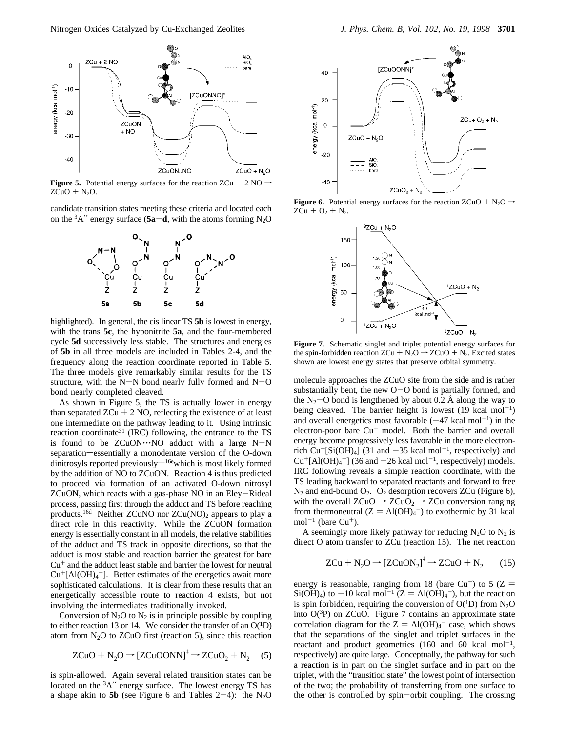**Figure 5.** Potential energy surfaces for the reaction ZCu + 2 NO → ZCuO + $N_2O$.

candidate transition states meeting these criteria and located each on the $^3A''$ energy surface (**5a**–**d**, with the atoms forming $N_2O$ highlighted). In general, the cis linear TS **5b** is lowest in energy, with the trans **5c**, the hyponitrite **5a**, and the four-membered cycle **5d** successively less stable. The structures and energies of **5b** in all three models are included in Tables 2-4, and the frequency along the reaction coordinate reported in Table 5. The three models give remarkably similar results for the TS structure, with the N–N bond nearly fully formed and N–O bond nearly completed cleaved.

As shown in Figure 5, the TS is actually lower in energy than separated ZCu + 2 NO, reflecting the existence of at least one intermediate on the pathway leading to it. Using intrinsic reaction coordinate[31] (IRC) following, the entrance to the TS is found to be ZCuON···NO adduct with a large N–N separation—essentially a monodentate version of the O-down dinitrosyls reported previously—[16e]which is most likely formed by the addition of NO to ZCuON. Reaction 4 is thus predicted to proceed via formation of an activated O-down nitrosyl ZCuON, which reacts with a gas-phase NO in an Eley–Rideal process, passing first through the adduct and TS before reaching products.[16d] Neither ZCuNO nor $Zu(NO)_2$ appears to play a direct role in this reactivity. While the ZCuON formation energy is essentially constant in all models, the relative stabilities of the adduct and TS track in opposite directions, so that the adduct is most stable and reaction barrier the greatest for bare $Cu^+$ and the adduct least stable and barrier the lowest for neutral $Cu^+[Al(OH)_4^-]$. Better estimates of the energetics await more sophisticated calculations. It is clear from these results that an energetically accessible route to reaction 4 exists, but not involving the intermediates traditionally invoked.

Conversion of $N_2O$ to $N_2$ is in principle possible by coupling to either reaction 13 or 14. We consider the transfer of an $O(^1D)$ atom from $N_2O$ to ZCuO first (reaction 5), since this reaction

$$ZCuO + N_2O \rightarrow [ZCuOONN]^{\ddagger} \rightarrow ZCuO_2 + N_2 \quad (5)$$

is spin-allowed. Again several related transition states can be located on the $^3A''$ energy surface. The lowest energy TS has a shape akin to **5b** (see Figure 6 and Tables 2–4): the $N_2O$ molecule approaches the ZCuO site from the side and is rather substantially bent, the new O–O bond is partially formed, and the $N_2$–O bond is lengthened by about 0.2 Å along the way to being cleaved. The barrier height is lowest (19 kcal mol$^{-1}$) and overall energetics most favorable (−47 kcal mol$^{-1}$) in the electron-poor bare $Cu^+$ model. Both the barrier and overall energy become progressively less favorable in the more electron-rich $Cu^+[Si(OH)_4]$ (31 and −35 kcal mol$^{-1}$, respectively) and $Cu^+[Al(OH)_4^-]$ (36 and −26 kcal mol$^{-1}$, respectively) models. IRC following reveals a simple reaction coordinate, with the TS leading backward to separated reactants and forward to free $N_2$ and end-bound $O_2$. $O_2$ desorption recovers ZCu (Figure 6), with the overall ZCuO → $ZCuO_2$ → ZCu conversion ranging from thermoneutral (Z = $Al(OH)_4^-$) to exothermic by 31 kcal mol$^{-1}$ (bare $Cu^+$).

**Figure 6.** Potential energy surfaces for the reaction ZCuO + $N_2O$ → ZCu + $O_2$ + $N_2$.

**Figure 7.** Schematic singlet and triplet potential energy surfaces for the spin-forbidden reaction ZCu + $N_2O$ → ZCuO + $N_2$. Excited states shown are lowest energy states that preserve orbital symmetry.

A seemingly more likely pathway for reducing $N_2O$ to $N_2$ is direct O atom transfer to ZCu (reaction 15). The net reaction

$$ZCu + N_2O \rightarrow [ZCuON_2]^{\ddagger} \rightarrow ZCuO + N_2 \quad (15)$$

energy is reasonable, ranging from 18 (bare $Cu^+$) to 5 (Z = $Si(OH)_4$) to −10 kcal mol$^{-1}$ (Z = $Al(OH)_4^-$), but the reaction is spin forbidden, requiring the conversion of $O(^1D)$ from $N_2O$ into $O(^3P)$ on ZCuO. Figure 7 contains an approximate state correlation diagram for the Z = $Al(OH)_4^-$ case, which shows that the separations of the singlet and triplet surfaces in the reactant and product geometries (160 and 60 kcal mol$^{-1}$, respectively) are quite large. Conceptually, the pathway for such a reaction is in part on the singlet surface and in part on the triplet, with the "transition state" the lowest point of intersection of the two; the probability of transferring from one surface to the other is controlled by spin–orbit coupling. The crossing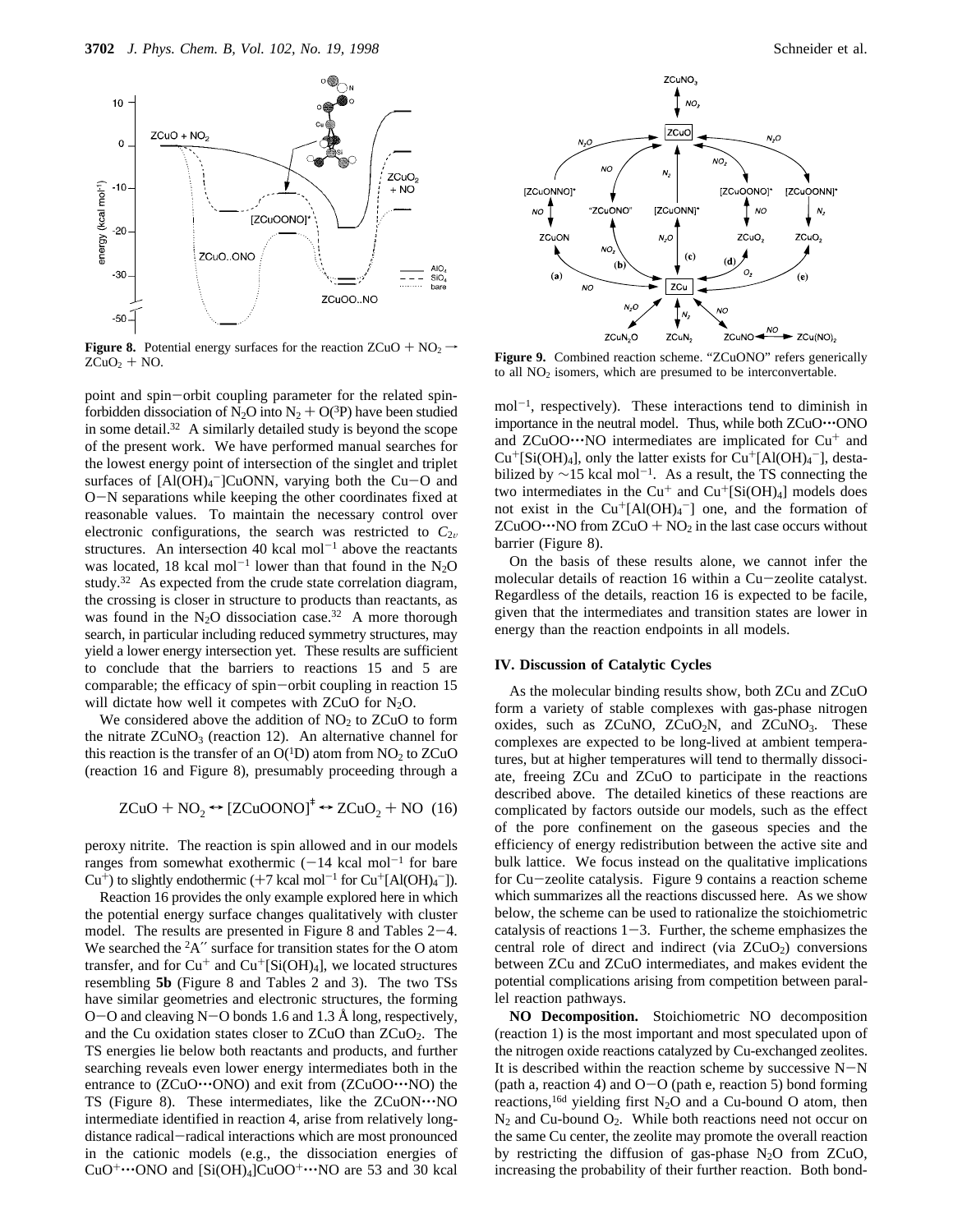**Figure 8.** Potential energy surfaces for the reaction ZCuO + $NO_2$ → $ZCuO_2$ + NO.

**Figure 9.** Combined reaction scheme. "ZCuONO" refers generically to all $NO_2$ isomers, which are presumed to be interconvertable.

point and spin–orbit coupling parameter for the related spin-forbidden dissociation of $N_2O$ into $N_2$ + $O(^3P)$ have been studied in some detail.[32] A similarly detailed study is beyond the scope of the present work. We have performed manual searches for the lowest energy point of intersection of the singlet and triplet surfaces of $[Al(OH)_4^-]$CuONN, varying both the Cu–O and O–N separations while keeping the other coordinates fixed at reasonable values. To maintain the necessary control over electronic configurations, the search was restricted to $C_{2v}$ structures. An intersection 40 kcal mol$^{-1}$ above the reactants was located, 18 kcal mol$^{-1}$ lower than that found in the $N_2O$ study.[32] As expected from the crude state correlation diagram, the crossing is closer in structure to products than reactants, as was found in the $N_2O$ dissociation case.[32] A more thorough search, in particular including reduced symmetry structures, may yield a lower energy intersection yet. These results are sufficient to conclude that the barriers to reactions 15 and 5 are comparable; the efficacy of spin–orbit coupling in reaction 15 will dictate how well it competes with ZCuO for $N_2O$.

We considered above the addition of $NO_2$ to ZCuO to form the nitrate $ZCuNO_3$ (reaction 12). An alternative channel for this reaction is the transfer of an $O(^1D)$ atom from $NO_2$ to ZCuO (reaction 16 and Figure 8), presumably proceeding through a

$$ZCuO + NO_2 \leftrightarrow [ZCuOONO]^{\ddagger} \leftrightarrow ZCuO_2 + NO \quad (16)$$

peroxy nitrite. The reaction is spin allowed and in our models ranges from somewhat exothermic (−14 kcal mol$^{-1}$ for bare $Cu^+$) to slightly endothermic (+7 kcal mol$^{-1}$ for $Cu^+[Al(OH)_4^-]$).

Reaction 16 provides the only example explored here in which the potential energy surface changes qualitatively with cluster model. The results are presented in Figure 8 and Tables 2–4. We searched the $^2A''$ surface for transition states for the O atom transfer, and for $Cu^+$ and $Cu^+[Si(OH)_4]$, we located structures resembling **5b** (Figure 8 and Tables 2 and 3). The two TSs have similar geometries and electronic structures, the forming O–O and cleaving N–O bonds 1.6 and 1.3 Å long, respectively, and the Cu oxidation states closer to ZCuO than $ZCuO_2$. The TS energies lie below both reactants and products, and further searching reveals even lower energy intermediates both in the entrance to (ZCuO···ONO) and exit from (ZCuOO···NO) the TS (Figure 8). These intermediates, like the ZCuONN···NO intermediate identified in reaction 4, arise from relatively long-distance radical–radical interactions which are most pronounced in the cationic models (e.g., the dissociation energies of $CuO^+$···ONO and $[Si(OH)_4]CuOO^+$···NO are 53 and 30 kcal mol$^{-1}$, respectively). These interactions tend to diminish in importance in the neutral model. Thus, while both ZCuO···ONO and ZCuOO···NO intermediates are implicated for $Cu^+$ and $Cu^+[Si(OH)_4]$, only the latter exists for $Cu^+[Al(OH)_4^-]$, destabilized by ~15 kcal mol$^{-1}$. As a result, the TS connecting the two intermediates in the $Cu^+$ and $Cu^+[Si(OH)_4]$ models does not exist in the $Cu^+[Al(OH)_4^-]$ one, and the formation of ZCuOO···NO from ZCuO + $NO_2$ in the last case occurs without barrier (Figure 8).

On the basis of these results alone, we cannot infer the molecular details of reaction 16 within a Cu–zeolite catalyst. Regardless of the details, reaction 16 is expected to be facile, given that the intermediates and transition states are lower in energy than the reaction endpoints in all models.

## IV. Discussion of Catalytic Cycles

As the molecular binding results show, both ZCu and ZCuO form a variety of stable complexes with gas-phase nitrogen oxides, such as ZCuNO, $ZCuO_2N$, and $ZCuNO_3$. These complexes are expected to be long-lived at ambient temperatures, but at higher temperatures will tend to thermally dissociate, freeing ZCu and ZCuO to participate in the reactions described above. The detailed kinetics of these reactions are complicated by factors outside our models, such as the effect of the pore confinement on the gaseous species and the efficiency of energy redistribution between the active site and bulk lattice. We focus instead on the qualitative implications for Cu–zeolite catalysis. Figure 9 contains a reaction scheme which summarizes all the reactions discussed here. As we show below, the scheme can be used to rationalize the stoichiometric catalysis of reactions 1–3. Further, the scheme emphasizes the central role of direct and indirect (via $ZCuO_2$) conversions between ZCu and ZCuO intermediates, and makes evident the potential complications arising from competition between parallel reaction pathways.

**NO Decomposition.** Stoichiometric NO decomposition (reaction 1) is the most important and most speculated upon of the nitrogen oxide reactions catalyzed by Cu-exchanged zeolites. It is described within the reaction scheme by successive N–N (path a, reaction 4) and O–O (path e, reaction 5) bond forming reactions,[16d] yielding first $N_2O$ and a Cu-bound O atom, then $N_2$ and Cu-bound $O_2$. While both reactions need not occur on the same Cu center, the zeolite may promote the overall reaction by restricting the diffusion of gas-phase $N_2O$ from ZCuO, increasing the probability of their further reaction. Both bond-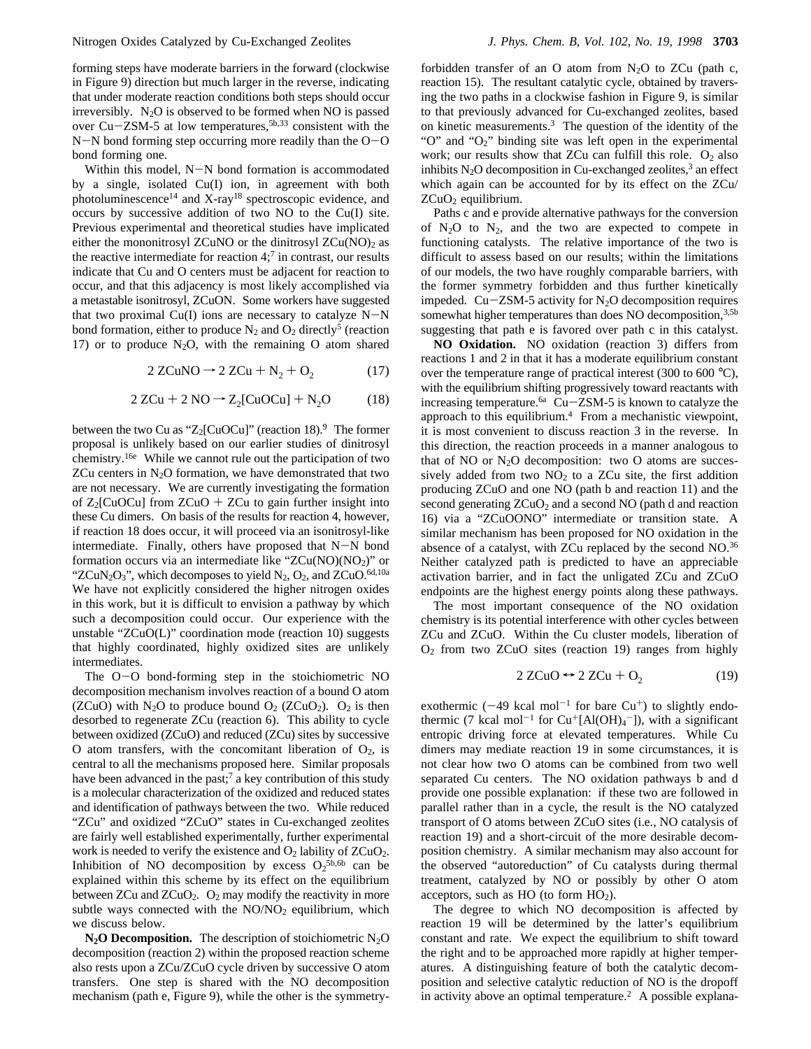forming steps have moderate barriers in the forward (clockwise in Figure 9) direction but much larger in the reverse, indicating that under moderate reaction conditions both steps should occur irreversibly. $N_2O$ is observed to be formed when NO is passed over Cu–ZSM-5 at low temperatures,[5b,33] consistent with the N–N bond forming step occurring more readily than the O–O bond forming one.

Within this model, N–N bond formation is accommodated by a single, isolated Cu(I) ion, in agreement with both photoluminescence[14] and X-ray[18] spectroscopic evidence, and occurs by successive addition of two NO to the Cu(I) site. Previous experimental and theoretical studies have implicated either the mononitrosyl ZCuNO or the dinitrosyl $ZCu(NO)_2$ as the reactive intermediate for reaction 4;[7] in contrast, our results indicate that Cu and O centers must be adjacent for reaction to occur, and that this adjacency is most likely accomplished via a metastable isonitrosyl, ZCuON. Some workers have suggested that two proximal Cu(I) ions are necessary to catalyze N–N bond formation, either to produce $N_2$ and $O_2$ directly[5] (reaction 17) or to produce $N_2O$, with the remaining O atom shared

$$2\,\mathrm{ZCuNO} \rightarrow 2\,\mathrm{ZCu} + \mathrm{N_2} + \mathrm{O_2} \qquad (17)$$

$$2\,\mathrm{ZCu} + 2\,\mathrm{NO} \rightarrow \mathrm{Z_2[CuOCu]} + \mathrm{N_2O} \qquad (18)$$

between the two Cu as "$Z_2$[CuOCu]" (reaction 18).[9] The former proposal is unlikely based on our earlier studies of dinitrosyl chemistry.[16e] While we cannot rule out the participation of two ZCu centers in $N_2O$ formation, we have demonstrated that two are not necessary. We are currently investigating the formation of $Z_2$[CuOCu] from ZCuO + ZCu to gain further insight into these Cu dimers. On basis of the results for reaction 4, however, if reaction 18 does occur, it will proceed via an isonitrosyl-like intermediate. Finally, others have proposed that N–N bond formation occurs via an intermediate like "$ZCu(NO)(NO_2)$" or "$ZCuN_2O_3$", which decomposes to yield $N_2$, $O_2$, and ZCuO.[6d,10a] We have not explicitly considered the higher nitrogen oxides in this work, but it is difficult to envision a pathway by which such a decomposition could occur. Our experience with the unstable "ZCuO(L)" coordination mode (reaction 10) suggests that highly coordinated, highly oxidized sites are unlikely intermediates.

The O–O bond-forming step in the stoichiometric NO decomposition mechanism involves reaction of a bound O atom (ZCuO) with $N_2O$ to produce bound $O_2$ ($ZCuO_2$). $O_2$ is then desorbed to regenerate ZCu (reaction 6). This ability to cycle between oxidized (ZCuO) and reduced (ZCu) sites by successive O atom transfers, with the concomitant liberation of $O_2$, is central to all the mechanisms proposed here. Similar proposals have been advanced in the past;[7] a key contribution of this study is a molecular characterization of the oxidized and reduced states and identification of pathways between the two. While reduced "ZCu" and oxidized "ZCuO" states in Cu-exchanged zeolites are fairly well established experimentally, further experimental work is needed to verify the existence and $O_2$ lability of $ZCuO_2$. Inhibition of NO decomposition by excess $O_2$[5b,6b] can be explained within this scheme by its effect on the equilibrium between ZCu and $ZCuO_2$. $O_2$ may modify the reactivity in more subtle ways connected with the $NO/NO_2$ equilibrium, which we discuss below.

**$N_2O$ Decomposition.** The description of stoichiometric $N_2O$ decomposition (reaction 2) within the proposed reaction scheme also rests upon a ZCu/ZCuO cycle driven by successive O atom transfers. One step is shared with the NO decomposition mechanism (path e, Figure 9), while the other is the symmetry-forbidden transfer of an O atom from $N_2O$ to ZCu (path c, reaction 15). The resultant catalytic cycle, obtained by traversing the two paths in a clockwise fashion in Figure 9, is similar to that previously advanced for Cu-exchanged zeolites, based on kinetic measurements.[3] The question of the identity of the "O" and "$O_2$" binding site was left open in the experimental work; our results show that ZCu can fulfill this role. $O_2$ also inhibits $N_2O$ decomposition in Cu-exchanged zeolites,[3] an effect which again can be accounted for by its effect on the ZCu/$ZCuO_2$ equilibrium.

Paths c and e provide alternative pathways for the conversion of $N_2O$ to $N_2$, and the two are expected to compete in functioning catalysts. The relative importance of the two is difficult to assess based on our results; within the limitations of our models, the two have roughly comparable barriers, with the former symmetry forbidden and thus further kinetically impeded. Cu–ZSM-5 activity for $N_2O$ decomposition requires somewhat higher temperatures than does NO decomposition,[3,5b] suggesting that path e is favored over path c in this catalyst.

**NO Oxidation.** NO oxidation (reaction 3) differs from reactions 1 and 2 in that it has a moderate equilibrium constant over the temperature range of practical interest (300 to 600 °C), with the equilibrium shifting progressively toward reactants with increasing temperature.[6a] Cu–ZSM-5 is known to catalyze the approach to this equilibrium.[4] From a mechanistic viewpoint, it is most convenient to discuss reaction 3 in the reverse. In this direction, the reaction proceeds in a manner analogous to that of NO or $N_2O$ decomposition: two O atoms are successively added from two $NO_2$ to a ZCu site, the first addition producing ZCuO and one NO (path b and reaction 11) and the second generating $ZCuO_2$ and a second NO (path d and reaction 16) via a "ZCuOONO" intermediate or transition state. A similar mechanism has been proposed for NO oxidation in the absence of a catalyst, with ZCu replaced by the second NO.[36] Neither catalyzed path is predicted to have an appreciable activation barrier, and in fact the unligated ZCu and ZCuO endpoints are the highest energy points along these pathways.

The most important consequence of the NO oxidation chemistry is its potential interference with other cycles between ZCu and ZCuO. Within the Cu cluster models, liberation of $O_2$ from two ZCuO sites (reaction 19) ranges from highly

$$2\,\mathrm{ZCuO} \leftrightarrow 2\,\mathrm{ZCu} + \mathrm{O_2} \qquad (19)$$

exothermic (−49 kcal mol$^{-1}$ for bare $Cu^+$) to slightly endothermic (7 kcal mol$^{-1}$ for $Cu^+[Al(OH)_4^-]$), with a significant entropic driving force at elevated temperatures. While Cu dimers may mediate reaction 19 in some circumstances, it is not clear how two O atoms can be combined from two well separated Cu centers. The NO oxidation pathways b and d provide one possible explanation: if these two are followed in parallel rather than in a cycle, the result is the NO catalyzed transport of O atoms between ZCuO sites (i.e., NO catalysis of reaction 19) and a short-circuit of the more desirable decomposition chemistry. A similar mechanism may also account for the observed "autoreduction" of Cu catalysts during thermal treatment, catalyzed by NO or possibly by other O atom acceptors, such as HO (to form $HO_2$).

The degree to which NO decomposition is affected by reaction 19 will be determined by the latter's equilibrium constant and rate. We expect the equilibrium to shift toward the right and to be approached more rapidly at higher temperatures. A distinguishing feature of both the catalytic decomposition and selective catalytic reduction of NO is the dropoff in activity above an optimal temperature.[2] A possible explana-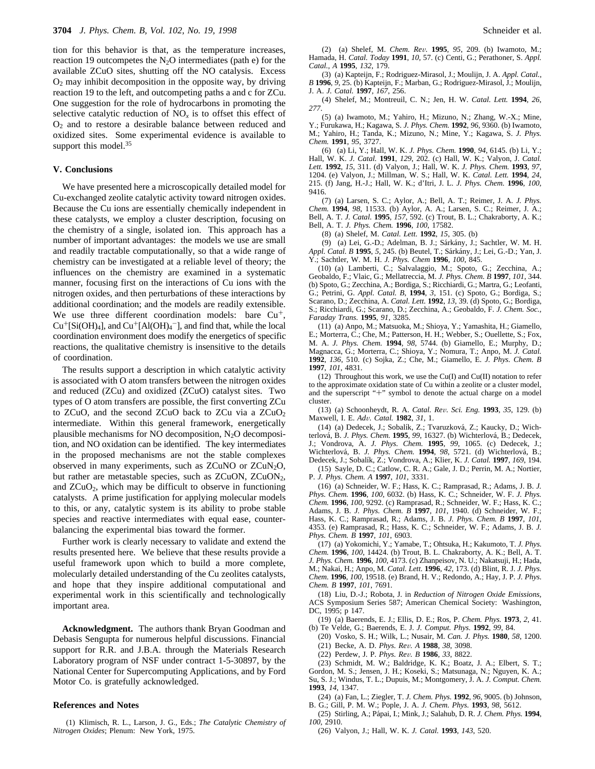tion for this behavior is that, as the temperature increases, reaction 19 outcompetes the $N_2O$ intermediates (path e) for the available ZCuO sites, shutting off the NO catalysis. Excess $O_2$ may inhibit decomposition in the opposite way, by driving reaction 19 to the left, and outcompeting paths a and c for ZCu. One suggestion for the role of hydrocarbons in promoting the selective catalytic reduction of $NO_x$ is to offset this effect of $O_2$ and to restore a desirable balance between reduced and oxidized sites. Some experimental evidence is available to support this model.[35]

## V. Conclusions

We have presented here a microscopically detailed model for Cu-exchanged zeolite catalytic activity toward nitrogen oxides. Because the Cu ions are essentially chemically independent in these catalysts, we employ a cluster description, focusing on the chemistry of a single, isolated ion. This approach has a number of important advantages: the models we use are small and readily tractable computationally, so that a wide range of chemistry can be investigated at a reliable level of theory; the influences on the chemistry are examined in a systematic manner, focusing first on the interactions of Cu ions with the nitrogen oxides, and then perturbations of these interactions by additional coordination; and the models are readily extensible. We use three different coordination models: bare $Cu^+$, $Cu^+[Si(OH)_4]$, and $Cu^+[Al(OH)_4^-]$, and find that, while the local coordination environment does modify the energetics of specific reactions, the qualitative chemistry is insensitive to the details of coordination.

The results support a description in which catalytic activity is associated with O atom transfers between the nitrogen oxides and reduced (ZCu) and oxidized (ZCuO) catalyst sites. Two types of O atom transfers are possible, the first converting ZCu to ZCuO, and the second ZCuO back to ZCu via a $ZCuO_2$ intermediate. Within this general framework, energetically plausible mechanisms for NO decomposition, $N_2O$ decomposition, and NO oxidation can be identified. The key intermediates in the proposed mechanisms are not the stable complexes observed in many experiments, such as ZCuNO or $ZCuN_2O$, but rather are metastable species, such as ZCuON, $ZCuON_2$, and $ZCuO_2$, which may be difficult to observe in functioning catalysts. A prime justification for applying molecular models to this, or any, catalytic system is its ability to probe stable species and reactive intermediates with equal ease, counterbalancing the experimental bias toward the former.

Further work is clearly necessary to validate and extend the results presented here. We believe that these results provide a useful framework upon which to build a more complete, molecularly detailed understanding of the Cu zeolites catalysts, and hope that they inspire additional computational and experimental work in this scientifically and technologically important area.

**Acknowledgment.** The authors thank Bryan Goodman and Debasis Sengupta for numerous helpful discussions. Financial support for R.R. and J.B.A. through the Materials Research Laboratory program of NSF under contract 1-5-30897, by the National Center for Supercomputing Applications, and by Ford Motor Co. is gratefully acknowledged.

## References and Notes

(1) Klimisch, R. L., Larson, J. G., Eds.; *The Catalytic Chemistry of Nitrogen Oxides*; Plenum: New York, 1975.

(2) (a) Shelef, M. *Chem. Rev.* **1995**, *95*, 209. (b) Iwamoto, M.; Hamada, H. *Catal. Today* **1991**, *10*, 57. (c) Centi, G.; Perathoner, S. *Appl. Catal., A* **1995**, *132*, 179.

(3) (a) Kapteijn, F.; Rodriguez-Mirasol, J.; Moulijn, J. A. *Appl. Catal., B* **1996**, *9*, 25. (b) Kapteijn, F.; Marban, G.; Rodriguez-Mirasol, J.; Moulijn, J. A. *J. Catal.* **1997**, *167*, 256.

(4) Shelef, M.; Montreuil, C. N.; Jen, H. W. *Catal. Lett.* **1994**, *26*, 277.

(5) (a) Iwamoto, M.; Yahiro, H.; Mizuno, N.; Zhang, W.-X.; Mine, Y.; Furukawa, H.; Kagawa, S. *J. Phys. Chem.* **1992**, *96*, 9360. (b) Iwamoto, M.; Yahiro, H.; Tanda, K.; Mizuno, N.; Mine, Y.; Kagawa, S. *J. Phys. Chem.* **1991**, *95*, 3727.

(6) (a) Li, Y.; Hall, W. K. *J. Phys. Chem.* **1990**, *94*, 6145. (b) Li, Y.; Hall, W. K. *J. Catal.* **1991**, *129*, 202. (c) Hall, W. K.; Valyon, J. *Catal. Lett.* **1992**, *15*, 311. (d) Valyon, J.; Hall, W. K. *J. Phys. Chem.* **1993**, *97*, 1204. (e) Valyon, J.; Millman, W. S.; Hall, W. K. *Catal. Lett.* **1994**, *24*, 215. (f) Jang, H.-J.; Hall, W. K.; d'Itri, J. L. *J. Phys. Chem.* **1996**, *100*, 9416.

(7) (a) Larsen, S. C.; Aylor, A.; Bell, A. T.; Reimer, J. A. *J. Phys. Chem.* **1994**, *98*, 11533. (b) Aylor, A. A.; Larsen, S. C.; Reimer, J. A.; Bell, A. T. *J. Catal.* **1995**, *157*, 592. (c) Trout, B. L.; Chakraborty, A. K.; Bell, A. T. *J. Phys. Chem.* **1996**, *100*, 17582.

(8) (a) Shelef, M. *Catal. Lett.* **1992**, *15*, 305. (b)

(9) (a) Lei, G.-D.; Adelman, B. J.; Sárkány, J.; Sachtler, W. M. H. *Appl. Catal. B* **1995**, *5*, 245. (b) Beutel, T.; Sárkány, J.; Lei, G.-D.; Yan, J. Y.; Sachtler, W. M. H. *J. Phys. Chem* **1996**, *100*, 845.

(10) (a) Lamberti, C.; Salvalaggio, M.; Spoto, G.; Zecchina, A.; Geobaldo, F.; Vlaic, G.; Mellatreccia, M. *J. Phys. Chem. B* **1997**, *101*, 344. (b) Spoto, G.; Zecchina, A.; Bordiga, S.; Ricchiardi, G.; Martra, G.; Leofanti, G.; Petrini, G. *Appl. Catal. B*, **1994**, *3*, 151. (c) Spoto, G.; Bordiga, S.; Scarano, D.; Zecchina, A. *Catal. Lett.* **1992**, *13*, 39. (d) Spoto, G.; Bordiga, S.; Ricchiardi, G.; Scarano, D.; Zecchina, A.; Geobaldo, F. *J. Chem. Soc., Faraday Trans.* **1995**, *91*, 3285.

(11) (a) Anpo, M.; Matsuoka, M.; Shioya, Y.; Yamashita, H.; Giamello, E.; Morterra, C.; Che, M.; Patterson, H. H.; Webber, S.; Ouellette, S.; Fox, M. A. *J. Phys. Chem.* **1994**, *98*, 5744. (b) Giamello, E.; Murphy, D.; Magnacca, G.; Morterra, C.; Shioya, Y.; Nomura, T.; Anpo, M. *J. Catal.* **1992**, *136*, 510. (c) Sojka, Z.; Che, M.; Giamello, E. *J. Phys. Chem. B* **1997**, *101*, 4831.

(12) Throughout this work, we use the Cu(I) and Cu(II) notation to refer to the approximate oxidation state of Cu within a zeolite or a cluster model, and the superscript "+" symbol to denote the actual charge on a model cluster.

(13) (a) Schoonheydt, R. A. *Catal. Rev. Sci. Eng.* **1993**, *35*, 129. (b) Maxwell, I. E. *Adv. Catal.* **1982**, *31*, 1.

(14) (a) Dedecek, J.; Sobalík, Z.; Tvaruzková, Z.; Kaucky, D.; Wichterlová, B. *J. Phys. Chem.* **1995**, *99*, 16327. (b) Wichterlová, B.; Dedecek, J.; Vondrova, A. *J. Phys. Chem.* **1995**, *99*, 1065. (c) Dedecek, J.; Wichterlová, B. *J. Phys. Chem.* **1994**, *98*, 5721. (d) Wichterlová, B.; Dedecek, J.; Sobalík, Z.; Vondrova, A.; Klier, K. *J. Catal.* **1997**, *169*, 194.

(15) Sayle, D. C.; Catlow, C. R. A.; Gale, J. D.; Perrin, M. A.; Nortier, P. *J. Phys. Chem. A* **1997**, *101*, 3331.

(16) (a) Schneider, W. F.; Hass, K. C.; Ramprasad, R.; Adams, J. B. *J. Phys. Chem.* **1996**, *100*, 6032. (b) Hass, K. C.; Schneider, W. F. *J. Phys. Chem.* **1996**, *100*, 9292. (c) Ramprasad, R.; Schneider, W. F.; Hass, K. C.; Adams, J. B. *J. Phys. Chem. B* **1997**, *101*, 1940. (d) Schneider, W. F.; Hass, K. C.; Ramprasad, R.; Adams, J. B. *J. Phys. Chem. B* **1997**, *101*, 4353. (e) Ramprasad, R.; Hass, K. C.; Schneider, W. F.; Adams, J. B. *J. Phys. Chem. B* **1997**, *101*, 6903.

(17) (a) Yokomichi, Y.; Yamabe, T.; Ohtsuka, H.; Kakumoto, T. *J. Phys. Chem.* **1996**, *100*, 14424. (b) Trout, B. L. Chakraborty, A. K.; Bell, A. T. *J. Phys. Chem.* **1996**, *100*, 4173. (c) Zhanpeisov, N. U.; Nakatsuji, H.; Hada, M.; Nakai, H.; Anpo, M. *Catal. Lett.* **1996**, *42*, 173. (d) Blint, R. J. *J. Phys. Chem.* **1996**, *100*, 19518. (e) Brand, H. V.; Redondo, A.; Hay, J. P. *J. Phys. Chem. B* **1997**, *101*, 7691.

(18) Liu, D.-J.; Robota, J. in *Reduction of Nitrogen Oxide Emissions*, ACS Symposium Series 587; American Chemical Society: Washington, DC, 1995; p 147.

(19) (a) Baerends, E. J.; Ellis, D. E.; Ros, P. *Chem. Phys.* **1973**, *2*, 41. (b) Te Velde, G.; Baerends, E. J. *J. Comput. Phys.* **1992**, *99*, 84.

(20) Vosko, S. H.; Wilk, L.; Nusair, M. *Can. J. Phys.* **1980**, *58*, 1200.

(21) Becke, A. D. *Phys. Rev. A* **1988**, *38*, 3098.

(22) Perdew, J. P. *Phys. Rev. B* **1986**, *33*, 8822.

(23) Schmidt, M. W.; Baldridge, K. K.; Boatz, J. A.; Elbert, S. T.; Gordon, M. S.; Jensen, J. H.; Koseki, S.; Matsunaga, N.; Nguyen, K. A.; Su, S. J.; Windus, T. L.; Dupuis, M.; Montgomery, J. A. *J. Comput. Chem.* **1993**, *14*, 1347.

(24) (a) Fan, L.; Ziegler, T. *J. Chem. Phys.* **1992**, *96*, 9005. (b) Johnson, B. G.; Gill, P. M. W.; Pople, J. A. *J. Chem. Phys.* **1993**, *98*, 5612.

(25) Stirling, A.; Pápai, I.; Mink, J.; Salahub, D. R. *J. Chem. Phys.* **1994**, *100*, 2910.

(26) Valyon, J.; Hall, W. K. *J. Catal.* **1993**, *143*, 520.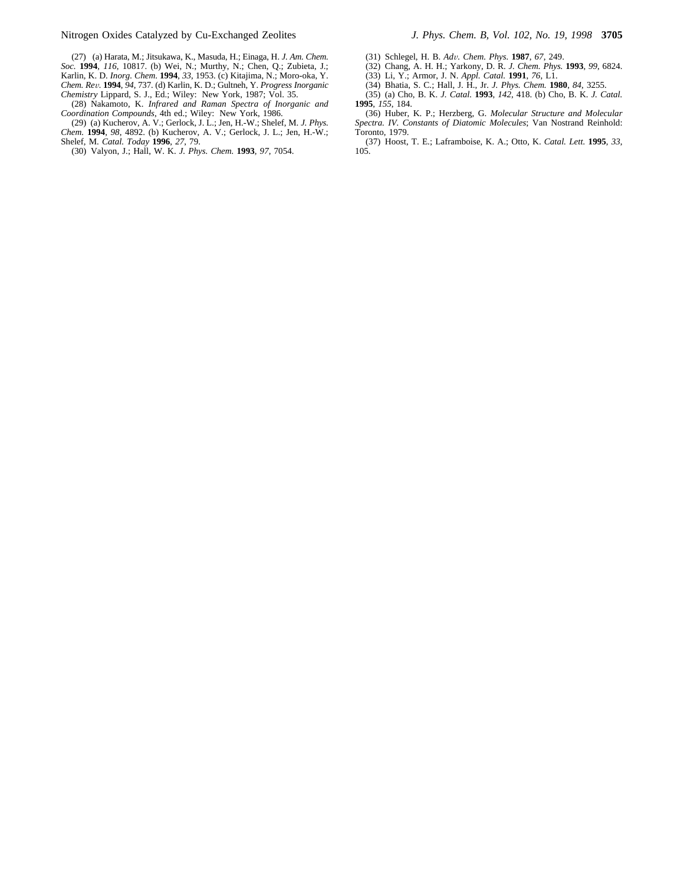(27) (a) Harata, M.; Jitsukawa, K., Masuda, H.; Einaga, H. *J. Am. Chem. Soc.* **1994**, *116*, 10817. (b) Wei, N.; Murthy, N.; Chen, Q.; Zubieta, J.; Karlin, K. D. *Inorg. Chem.* **1994**, *33*, 1953. (c) Kitajima, N.; Moro-oka, Y. *Chem. Rev.* **1994**, *94*, 737. (d) Karlin, K. D.; Gultneh, Y. *Progress Inorganic Chemistry* Lippard, S. J., Ed.; Wiley: New York, 1987; Vol. 35.

(28) Nakamoto, K. *Infrared and Raman Spectra of Inorganic and Coordination Compounds*, 4th ed.; Wiley: New York, 1986.

(29) (a) Kucherov, A. V.; Gerlock, J. L.; Jen, H.-W.; Shelef, M. *J. Phys. Chem.* **1994**, *98*, 4892. (b) Kucherov, A. V.; Gerlock, J. L.; Jen, H.-W.; Shelef, M. *Catal. Today* **1996**, *27*, 79.

(30) Valyon, J.; Hall, W. K. *J. Phys. Chem.* **1993**, *97*, 7054.

(31) Schlegel, H. B. *Adv. Chem. Phys.* **1987**, *67*, 249.

(32) Chang, A. H. H.; Yarkony, D. R. *J. Chem. Phys.* **1993**, *99*, 6824.

(33) Li, Y.; Armor, J. N. *Appl. Catal.* **1991**, *76*, L1.

(34) Bhatia, S. C.; Hall, J. H., Jr. *J. Phys. Chem.* **1980**, *84*, 3255.

(35) (a) Cho, B. K. *J. Catal.* **1993**, *142*, 418. (b) Cho, B. K. *J. Catal.* **1995**, *155*, 184.

(36) Huber, K. P.; Herzberg, G. *Molecular Structure and Molecular Spectra. IV. Constants of Diatomic Molecules*; Van Nostrand Reinhold: Toronto, 1979.

(37) Hoost, T. E.; Laframboise, K. A.; Otto, K. *Catal. Lett.* **1995**, *33*, 105.